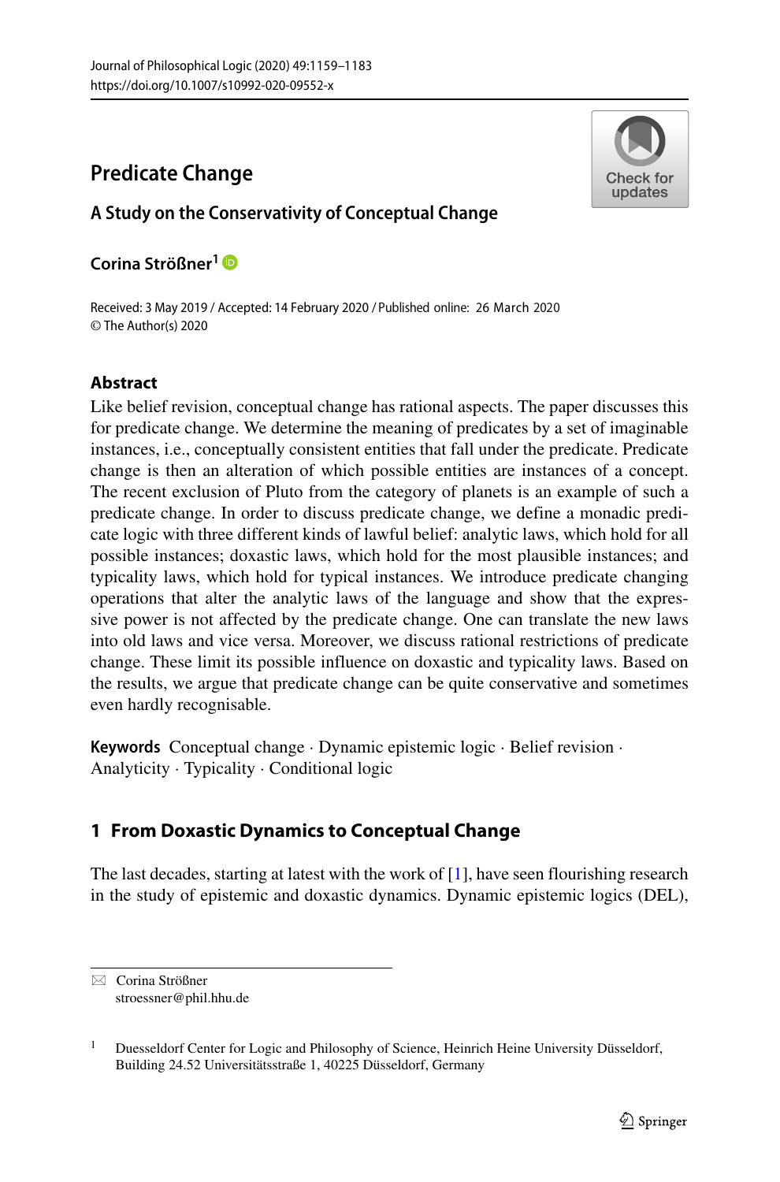# Predicate Change

## A Study on the Conservativity of Conceptual Change

**Corina Strößner**[1]

Received: 3 May 2019 / Accepted: 14 February 2020 / Published online: 26 March 2020
© The Author(s) 2020

### Abstract

Like belief revision, conceptual change has rational aspects. The paper discusses this for predicate change. We determine the meaning of predicates by a set of imaginable instances, i.e., conceptually consistent entities that fall under the predicate. Predicate change is then an alteration of which possible entities are instances of a concept. The recent exclusion of Pluto from the category of planets is an example of such a predicate change. In order to discuss predicate change, we define a monadic predicate logic with three different kinds of lawful belief: analytic laws, which hold for all possible instances; doxastic laws, which hold for the most plausible instances; and typicality laws, which hold for typical instances. We introduce predicate changing operations that alter the analytic laws of the language and show that the expressive power is not affected by the predicate change. One can translate the new laws into old laws and vice versa. Moreover, we discuss rational restrictions of predicate change. These limit its possible influence on doxastic and typicality laws. Based on the results, we argue that predicate change can be quite conservative and sometimes even hardly recognisable.

**Keywords** Conceptual change · Dynamic epistemic logic · Belief revision · Analyticity · Typicality · Conditional logic

## 1 From Doxastic Dynamics to Conceptual Change

The last decades, starting at latest with the work of [1], have seen flourishing research in the study of epistemic and doxastic dynamics. Dynamic epistemic logics (DEL),

---

✉ Corina Strößner
stroessner@phil.hhu.de

[1] Duesseldorf Center for Logic and Philosophy of Science, Heinrich Heine University Düsseldorf, Building 24.52 Universitätsstraße 1, 40225 Düsseldorf, Germany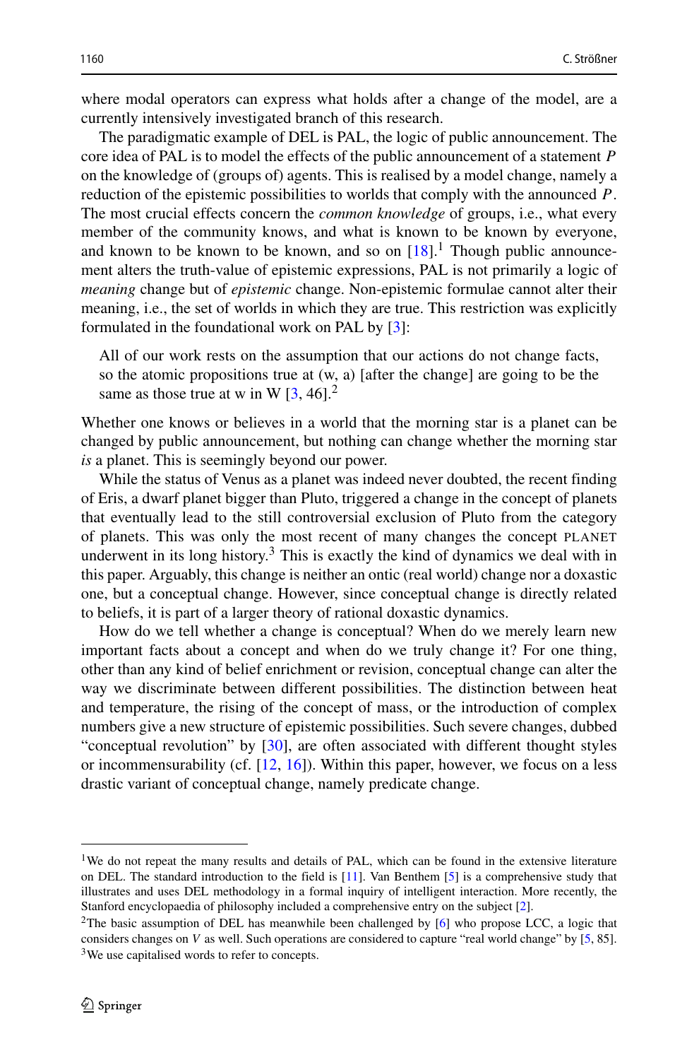where modal operators can express what holds after a change of the model, are a currently intensively investigated branch of this research.

The paradigmatic example of DEL is PAL, the logic of public announcement. The core idea of PAL is to model the effects of the public announcement of a statement $P$ on the knowledge of (groups of) agents. This is realised by a model change, namely a reduction of the epistemic possibilities to worlds that comply with the announced $P$. The most crucial effects concern the *common knowledge* of groups, i.e., what every member of the community knows, and what is known to be known by everyone, and known to be known to be known, and so on [18].[1] Though public announcement alters the truth-value of epistemic expressions, PAL is not primarily a logic of *meaning* change but of *epistemic* change. Non-epistemic formulae cannot alter their meaning, i.e., the set of worlds in which they are true. This restriction was explicitly formulated in the foundational work on PAL by [3]:

> All of our work rests on the assumption that our actions do not change facts, so the atomic propositions true at (w, a) [after the change] are going to be the same as those true at w in W [3, 46].[2]

Whether one knows or believes in a world that the morning star is a planet can be changed by public announcement, but nothing can change whether the morning star *is* a planet. This is seemingly beyond our power.

While the status of Venus as a planet was indeed never doubted, the recent finding of Eris, a dwarf planet bigger than Pluto, triggered a change in the concept of planets that eventually lead to the still controversial exclusion of Pluto from the category of planets. This was only the most recent of many changes the concept PLANET underwent in its long history.[3] This is exactly the kind of dynamics we deal with in this paper. Arguably, this change is neither an ontic (real world) change nor a doxastic one, but a conceptual change. However, since conceptual change is directly related to beliefs, it is part of a larger theory of rational doxastic dynamics.

How do we tell whether a change is conceptual? When do we merely learn new important facts about a concept and when do we truly change it? For one thing, other than any kind of belief enrichment or revision, conceptual change can alter the way we discriminate between different possibilities. The distinction between heat and temperature, the rising of the concept of mass, or the introduction of complex numbers give a new structure of epistemic possibilities. Such severe changes, dubbed "conceptual revolution" by [30], are often associated with different thought styles or incommensurability (cf. [12, 16]). Within this paper, however, we focus on a less drastic variant of conceptual change, namely predicate change.

---

[1] We do not repeat the many results and details of PAL, which can be found in the extensive literature on DEL. The standard introduction to the field is [11]. Van Benthem [5] is a comprehensive study that illustrates and uses DEL methodology in a formal inquiry of intelligent interaction. More recently, the Stanford encyclopaedia of philosophy included a comprehensive entry on the subject [2].

[2] The basic assumption of DEL has meanwhile been challenged by [6] who propose LCC, a logic that considers changes on $V$ as well. Such operations are considered to capture "real world change" by [5, 85].

[3] We use capitalised words to refer to concepts.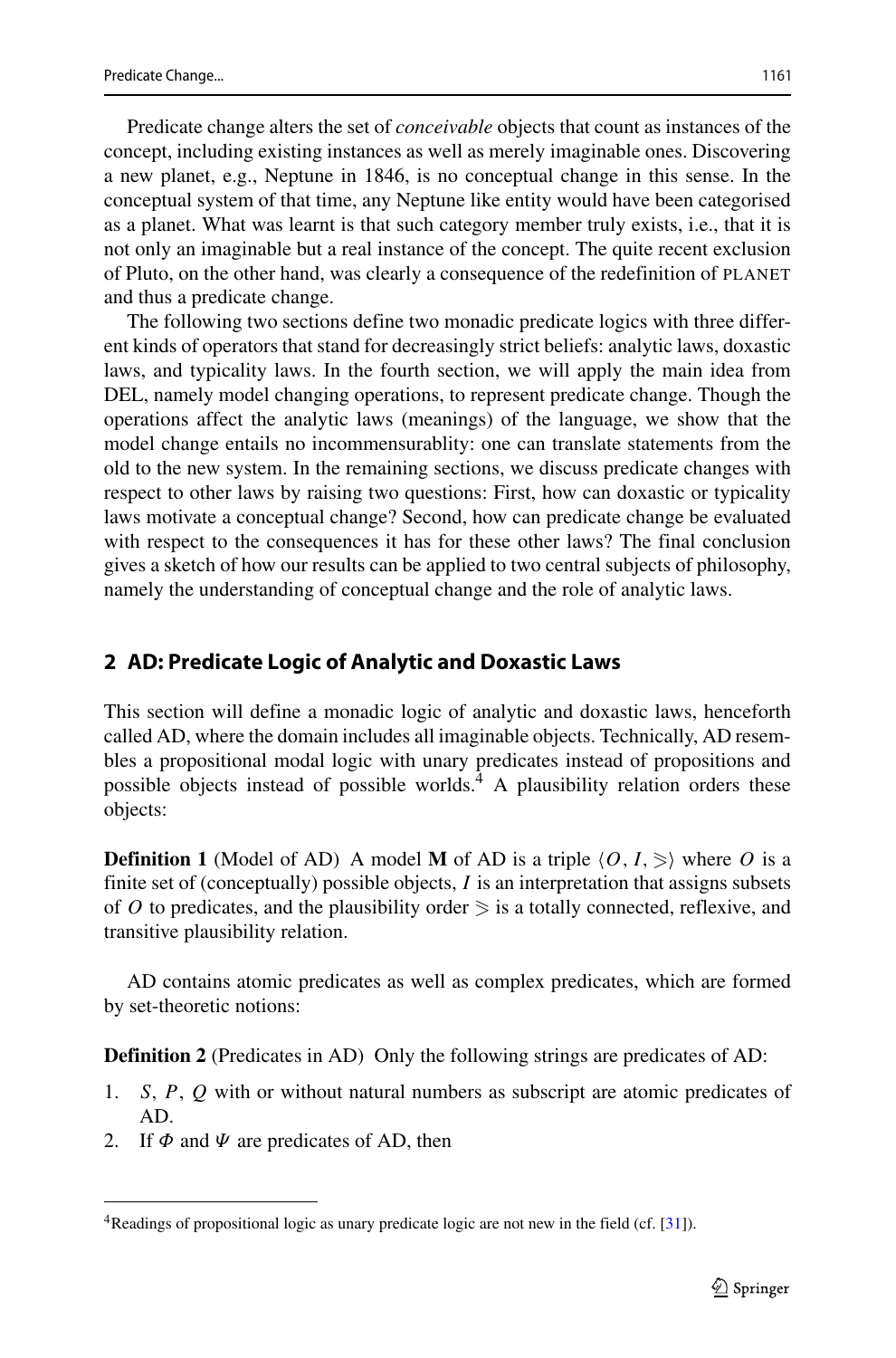Predicate change alters the set of *conceivable* objects that count as instances of the concept, including existing instances as well as merely imaginable ones. Discovering a new planet, e.g., Neptune in 1846, is no conceptual change in this sense. In the conceptual system of that time, any Neptune like entity would have been categorised as a planet. What was learnt is that such category member truly exists, i.e., that it is not only an imaginable but a real instance of the concept. The quite recent exclusion of Pluto, on the other hand, was clearly a consequence of the redefinition of PLANET and thus a predicate change.

The following two sections define two monadic predicate logics with three different kinds of operators that stand for decreasingly strict beliefs: analytic laws, doxastic laws, and typicality laws. In the fourth section, we will apply the main idea from DEL, namely model changing operations, to represent predicate change. Though the operations affect the analytic laws (meanings) of the language, we show that the model change entails no incommensurablity: one can translate statements from the old to the new system. In the remaining sections, we discuss predicate changes with respect to other laws by raising two questions: First, how can doxastic or typicality laws motivate a conceptual change? Second, how can predicate change be evaluated with respect to the consequences it has for these other laws? The final conclusion gives a sketch of how our results can be applied to two central subjects of philosophy, namely the understanding of conceptual change and the role of analytic laws.

## 2 AD: Predicate Logic of Analytic and Doxastic Laws

This section will define a monadic logic of analytic and doxastic laws, henceforth called AD, where the domain includes all imaginable objects. Technically, AD resembles a propositional modal logic with unary predicates instead of propositions and possible objects instead of possible worlds.[4] A plausibility relation orders these objects:

**Definition 1** (Model of AD) A model **M** of AD is a triple $\langle O, I, \geqslant \rangle$ where $O$ is a finite set of (conceptually) possible objects, $I$ is an interpretation that assigns subsets of $O$ to predicates, and the plausibility order $\geqslant$ is a totally connected, reflexive, and transitive plausibility relation.

AD contains atomic predicates as well as complex predicates, which are formed by set-theoretic notions:

**Definition 2** (Predicates in AD) Only the following strings are predicates of AD:

1. $S$, $P$, $Q$ with or without natural numbers as subscript are atomic predicates of AD.
2. If $\Phi$ and $\Psi$ are predicates of AD, then

[4] Readings of propositional logic as unary predicate logic are not new in the field (cf. [31]).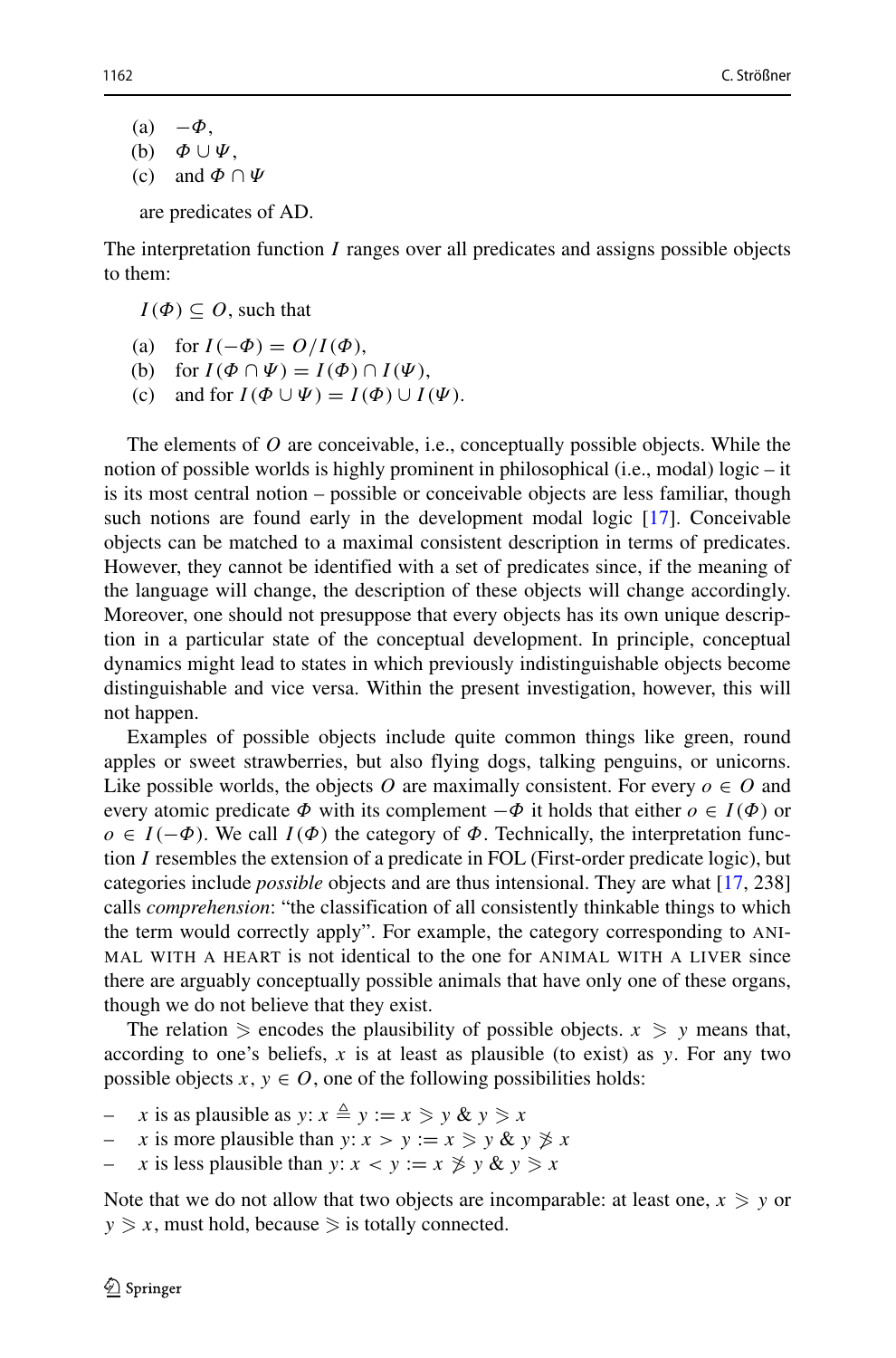(a) $-\Phi$,
(b) $\Phi \cup \Psi$,
(c) and $\Phi \cap \Psi$

are predicates of AD.

The interpretation function $I$ ranges over all predicates and assigns possible objects to them:

$I(\Phi) \subseteq O$, such that

(a) for $I(-\Phi) = O/I(\Phi)$,
(b) for $I(\Phi \cap \Psi) = I(\Phi) \cap I(\Psi)$,
(c) and for $I(\Phi \cup \Psi) = I(\Phi) \cup I(\Psi)$.

The elements of $O$ are conceivable, i.e., conceptually possible objects. While the notion of possible worlds is highly prominent in philosophical (i.e., modal) logic – it is its most central notion – possible or conceivable objects are less familiar, though such notions are found early in the development modal logic [17]. Conceivable objects can be matched to a maximal consistent description in terms of predicates. However, they cannot be identified with a set of predicates since, if the meaning of the language will change, the description of these objects will change accordingly. Moreover, one should not presuppose that every objects has its own unique description in a particular state of the conceptual development. In principle, conceptual dynamics might lead to states in which previously indistinguishable objects become distinguishable and vice versa. Within the present investigation, however, this will not happen.

Examples of possible objects include quite common things like green, round apples or sweet strawberries, but also flying dogs, talking penguins, or unicorns. Like possible worlds, the objects $O$ are maximally consistent. For every $o \in O$ and every atomic predicate $\Phi$ with its complement $-\Phi$ it holds that either $o \in I(\Phi)$ or $o \in I(-\Phi)$. We call $I(\Phi)$ the category of $\Phi$. Technically, the interpretation function $I$ resembles the extension of a predicate in FOL (First-order predicate logic), but categories include *possible* objects and are thus intensional. They are what [17, 238] calls *comprehension*: "the classification of all consistently thinkable things to which the term would correctly apply". For example, the category corresponding to ANIMAL WITH A HEART is not identical to the one for ANIMAL WITH A LIVER since there are arguably conceptually possible animals that have only one of these organs, though we do not believe that they exist.

The relation $\geqslant$ encodes the plausibility of possible objects. $x \geqslant y$ means that, according to one's beliefs, $x$ is at least as plausible (to exist) as $y$. For any two possible objects $x, y \in O$, one of the following possibilities holds:

- $x$ is as plausible as $y$: $x \triangleq y := x \geqslant y \;\&\; y \geqslant x$
- $x$ is more plausible than $y$: $x > y := x \geqslant y \;\&\; y \ngeqslant x$
- $x$ is less plausible than $y$: $x < y := x \ngeqslant y \;\&\; y \geqslant x$

Note that we do not allow that two objects are incomparable: at least one, $x \geqslant y$ or $y \geqslant x$, must hold, because $\geqslant$ is totally connected.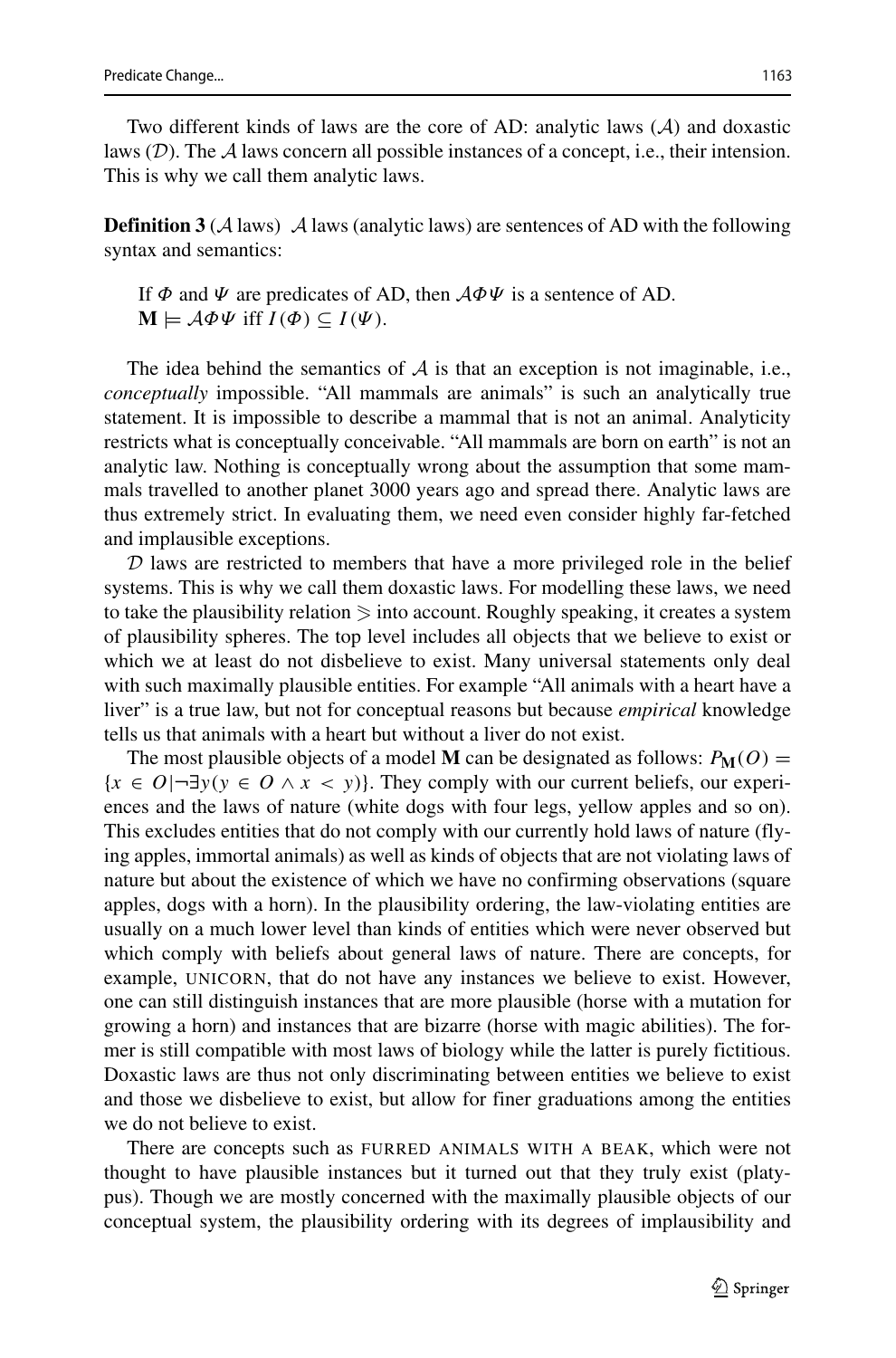Two different kinds of laws are the core of AD: analytic laws ($\mathcal{A}$) and doxastic laws ($\mathcal{D}$). The $\mathcal{A}$ laws concern all possible instances of a concept, i.e., their intension. This is why we call them analytic laws.

**Definition 3** ($\mathcal{A}$ laws) $\mathcal{A}$ laws (analytic laws) are sentences of AD with the following syntax and semantics:

> If $\Phi$ and $\Psi$ are predicates of AD, then $\mathcal{A}\Phi\Psi$ is a sentence of AD.
> $\mathbf{M} \models \mathcal{A}\Phi\Psi$ iff $I(\Phi) \subseteq I(\Psi)$.

The idea behind the semantics of $\mathcal{A}$ is that an exception is not imaginable, i.e., *conceptually* impossible. "All mammals are animals" is such an analytically true statement. It is impossible to describe a mammal that is not an animal. Analyticity restricts what is conceptually conceivable. "All mammals are born on earth" is not an analytic law. Nothing is conceptually wrong about the assumption that some mammals travelled to another planet 3000 years ago and spread there. Analytic laws are thus extremely strict. In evaluating them, we need even consider highly far-fetched and implausible exceptions.

$\mathcal{D}$ laws are restricted to members that have a more privileged role in the belief systems. This is why we call them doxastic laws. For modelling these laws, we need to take the plausibility relation $\geqslant$ into account. Roughly speaking, it creates a system of plausibility spheres. The top level includes all objects that we believe to exist or which we at least do not disbelieve to exist. Many universal statements only deal with such maximally plausible entities. For example "All animals with a heart have a liver" is a true law, but not for conceptual reasons but because *empirical* knowledge tells us that animals with a heart but without a liver do not exist.

The most plausible objects of a model $\mathbf{M}$ can be designated as follows: $P_{\mathbf{M}}(O) = \{x \in O | \neg\exists y(y \in O \wedge x < y)\}$. They comply with our current beliefs, our experiences and the laws of nature (white dogs with four legs, yellow apples and so on). This excludes entities that do not comply with our currently hold laws of nature (flying apples, immortal animals) as well as kinds of objects that are not violating laws of nature but about the existence of which we have no confirming observations (square apples, dogs with a horn). In the plausibility ordering, the law-violating entities are usually on a much lower level than kinds of entities which were never observed but which comply with beliefs about general laws of nature. There are concepts, for example, UNICORN, that do not have any instances we believe to exist. However, one can still distinguish instances that are more plausible (horse with a mutation for growing a horn) and instances that are bizarre (horse with magic abilities). The former is still compatible with most laws of biology while the latter is purely fictitious. Doxastic laws are thus not only discriminating between entities we believe to exist and those we disbelieve to exist, but allow for finer graduations among the entities we do not believe to exist.

There are concepts such as FURRED ANIMALS WITH A BEAK, which were not thought to have plausible instances but it turned out that they truly exist (platypus). Though we are mostly concerned with the maximally plausible objects of our conceptual system, the plausibility ordering with its degrees of implausibility and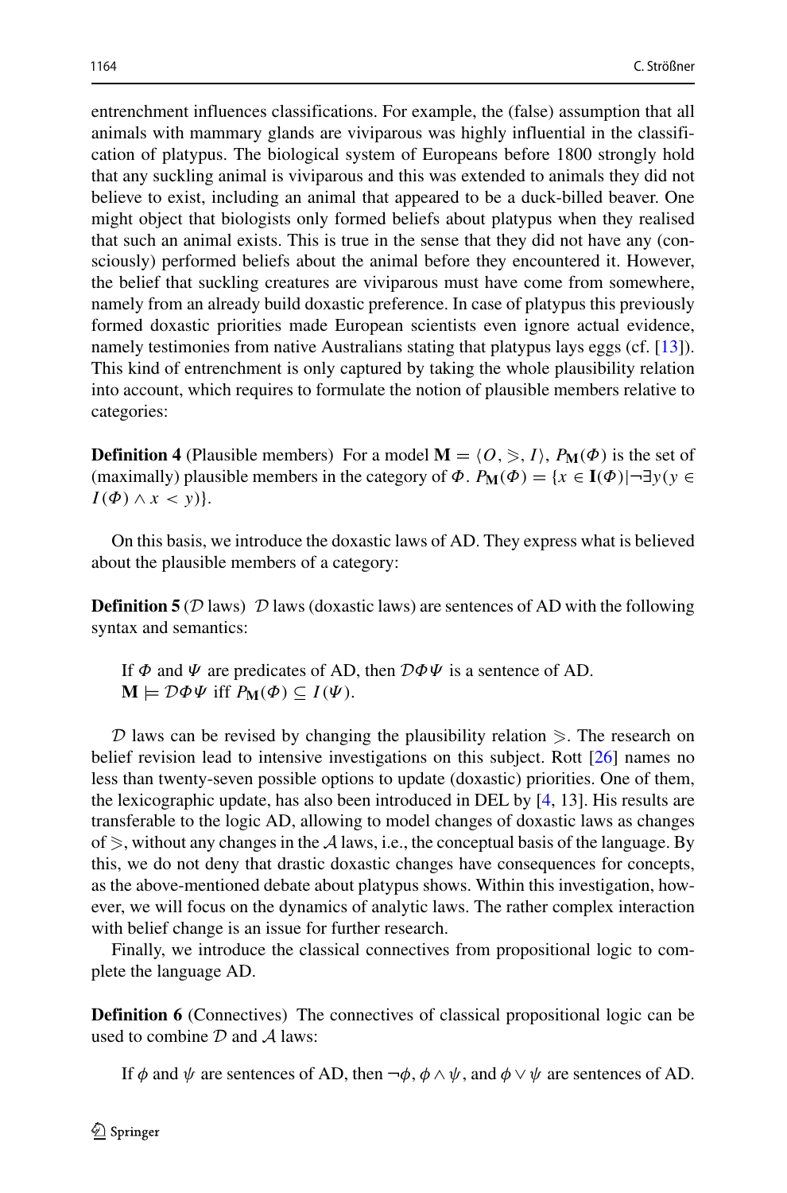entrenchment influences classifications. For example, the (false) assumption that all animals with mammary glands are viviparous was highly influential in the classification of platypus. The biological system of Europeans before 1800 strongly hold that any suckling animal is viviparous and this was extended to animals they did not believe to exist, including an animal that appeared to be a duck-billed beaver. One might object that biologists only formed beliefs about platypus when they realised that such an animal exists. This is true in the sense that they did not have any (consciously) performed beliefs about the animal before they encountered it. However, the belief that suckling creatures are viviparous must have come from somewhere, namely from an already build doxastic preference. In case of platypus this previously formed doxastic priorities made European scientists even ignore actual evidence, namely testimonies from native Australians stating that platypus lays eggs (cf. [13]). This kind of entrenchment is only captured by taking the whole plausibility relation into account, which requires to formulate the notion of plausible members relative to categories:

**Definition 4** (Plausible members) For a model $\mathbf{M} = \langle O, \geqslant, I \rangle$, $P_{\mathbf{M}}(\Phi)$ is the set of (maximally) plausible members in the category of $\Phi$. $P_{\mathbf{M}}(\Phi) = \{x \in \mathbf{I}(\Phi) | \neg\exists y (y \in I(\Phi) \wedge x < y)\}$.

On this basis, we introduce the doxastic laws of AD. They express what is believed about the plausible members of a category:

**Definition 5** ($\mathcal{D}$ laws) $\mathcal{D}$ laws (doxastic laws) are sentences of AD with the following syntax and semantics:

If $\Phi$ and $\Psi$ are predicates of AD, then $\mathcal{D}\Phi\Psi$ is a sentence of AD.
$\mathbf{M} \models \mathcal{D}\Phi\Psi$ iff $P_{\mathbf{M}}(\Phi) \subseteq I(\Psi)$.

$\mathcal{D}$ laws can be revised by changing the plausibility relation $\geqslant$. The research on belief revision lead to intensive investigations on this subject. Rott [26] names no less than twenty-seven possible options to update (doxastic) priorities. One of them, the lexicographic update, has also been introduced in DEL by [4, 13]. His results are transferable to the logic AD, allowing to model changes of doxastic laws as changes of $\geqslant$, without any changes in the $\mathcal{A}$ laws, i.e., the conceptual basis of the language. By this, we do not deny that drastic doxastic changes have consequences for concepts, as the above-mentioned debate about platypus shows. Within this investigation, however, we will focus on the dynamics of analytic laws. The rather complex interaction with belief change is an issue for further research.

Finally, we introduce the classical connectives from propositional logic to complete the language AD.

**Definition 6** (Connectives) The connectives of classical propositional logic can be used to combine $\mathcal{D}$ and $\mathcal{A}$ laws:

If $\phi$ and $\psi$ are sentences of AD, then $\neg\phi$, $\phi \wedge \psi$, and $\phi \vee \psi$ are sentences of AD.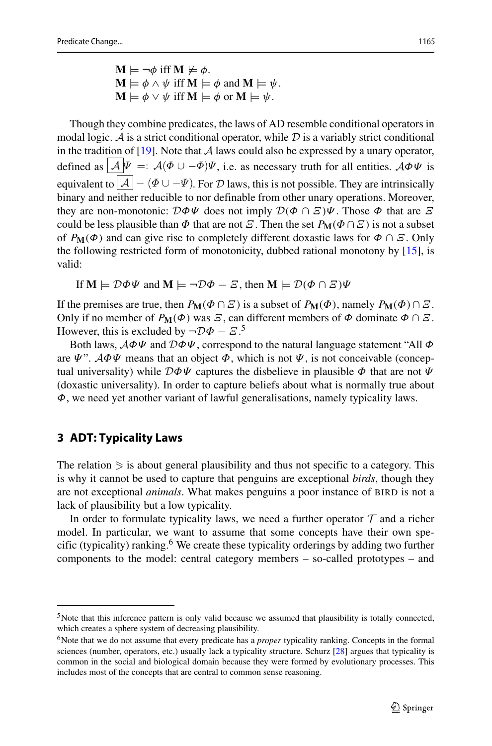$\mathbf{M} \models \neg\phi$ iff $\mathbf{M} \not\models \phi$.
$\mathbf{M} \models \phi \wedge \psi$ iff $\mathbf{M} \models \phi$ and $\mathbf{M} \models \psi$.
$\mathbf{M} \models \phi \vee \psi$ iff $\mathbf{M} \models \phi$ or $\mathbf{M} \models \psi$.

Though they combine predicates, the laws of AD resemble conditional operators in modal logic. $\mathcal{A}$ is a strict conditional operator, while $\mathcal{D}$ is a variably strict conditional in the tradition of [19]. Note that $\mathcal{A}$ laws could also be expressed by a unary operator, defined as $\boxed{\mathcal{A}}\Psi =: \mathcal{A}(\Phi \cup -\Phi)\Psi$, i.e. as necessary truth for all entities. $\mathcal{A}\Phi\Psi$ is equivalent to $\boxed{\mathcal{A}} - (\Phi \cup -\Psi)$. For $\mathcal{D}$ laws, this is not possible. They are intrinsically binary and neither reducible to nor definable from other unary operations. Moreover, they are non-monotonic: $\mathcal{D}\Phi\Psi$ does not imply $\mathcal{D}(\Phi \cap \Xi)\Psi$. Those $\Phi$ that are $\Xi$ could be less plausible than $\Phi$ that are not $\Xi$. Then the set $P_{\mathbf{M}}(\Phi \cap \Xi)$ is not a subset of $P_{\mathbf{M}}(\Phi)$ and can give rise to completely different doxastic laws for $\Phi \cap \Xi$. Only the following restricted form of monotonicity, dubbed rational monotony by [15], is valid:

If $\mathbf{M} \models \mathcal{D}\Phi\Psi$ and $\mathbf{M} \models \neg\mathcal{D}\Phi - \Xi$, then $\mathbf{M} \models \mathcal{D}(\Phi \cap \Xi)\Psi$

If the premises are true, then $P_{\mathbf{M}}(\Phi \cap \Xi)$ is a subset of $P_{\mathbf{M}}(\Phi)$, namely $P_{\mathbf{M}}(\Phi) \cap \Xi$. Only if no member of $P_{\mathbf{M}}(\Phi)$ was $\Xi$, can different members of $\Phi$ dominate $\Phi \cap \Xi$. However, this is excluded by $\neg\mathcal{D}\Phi - \Xi$.[5]

Both laws, $\mathcal{A}\Phi\Psi$ and $\mathcal{D}\Phi\Psi$, correspond to the natural language statement "All $\Phi$ are $\Psi$". $\mathcal{A}\Phi\Psi$ means that an object $\Phi$, which is not $\Psi$, is not conceivable (conceptual universality) while $\mathcal{D}\Phi\Psi$ captures the disbelieve in plausible $\Phi$ that are not $\Psi$ (doxastic universality). In order to capture beliefs about what is normally true about $\Phi$, we need yet another variant of lawful generalisations, namely typicality laws.

## 3 ADT: Typicality Laws

The relation $\geqslant$ is about general plausibility and thus not specific to a category. This is why it cannot be used to capture that penguins are exceptional *birds*, though they are not exceptional *animals*. What makes penguins a poor instance of BIRD is not a lack of plausibility but a low typicality.

In order to formulate typicality laws, we need a further operator $\mathcal{T}$ and a richer model. In particular, we want to assume that some concepts have their own specific (typicality) ranking.[6] We create these typicality orderings by adding two further components to the model: central category members – so-called prototypes – and

---

[5] Note that this inference pattern is only valid because we assumed that plausibility is totally connected, which creates a sphere system of decreasing plausibility.

[6] Note that we do not assume that every predicate has a *proper* typicality ranking. Concepts in the formal sciences (number, operators, etc.) usually lack a typicality structure. Schurz [28] argues that typicality is common in the social and biological domain because they were formed by evolutionary processes. This includes most of the concepts that are central to common sense reasoning.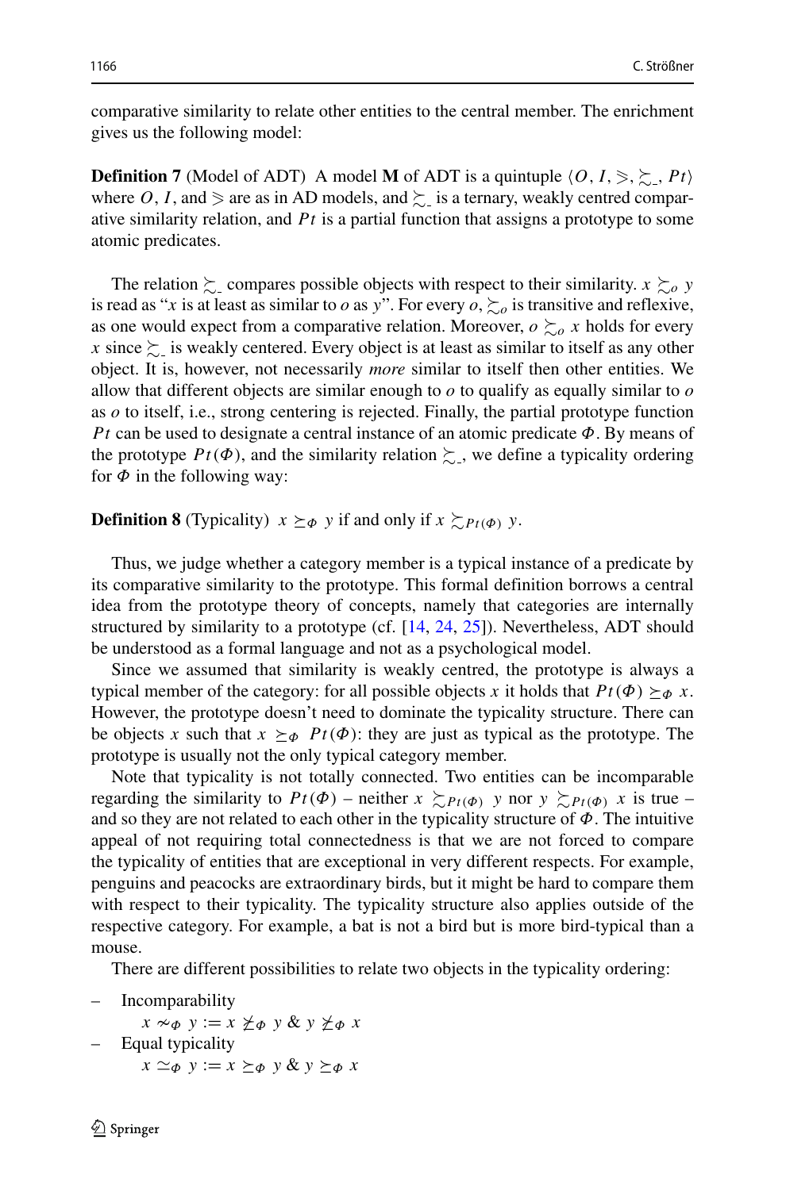comparative similarity to relate other entities to the central member. The enrichment gives us the following model:

**Definition 7** (Model of ADT) A model **M** of ADT is a quintuple $\langle O, I, \geqslant, \succsim_{\_}, Pt\rangle$ where $O$, $I$, and $\geqslant$ are as in AD models, and $\succsim_{\_}$ is a ternary, weakly centred comparative similarity relation, and $Pt$ is a partial function that assigns a prototype to some atomic predicates.

The relation $\succsim_{\_}$ compares possible objects with respect to their similarity. $x \succsim_o y$ is read as "$x$ is at least as similar to $o$ as $y$". For every $o$, $\succsim_o$ is transitive and reflexive, as one would expect from a comparative relation. Moreover, $o \succsim_o x$ holds for every $x$ since $\succsim_{\_}$ is weakly centered. Every object is at least as similar to itself as any other object. It is, however, not necessarily *more* similar to itself then other entities. We allow that different objects are similar enough to $o$ to qualify as equally similar to $o$ as $o$ to itself, i.e., strong centering is rejected. Finally, the partial prototype function $Pt$ can be used to designate a central instance of an atomic predicate $\Phi$. By means of the prototype $Pt(\Phi)$, and the similarity relation $\succsim_{\_}$, we define a typicality ordering for $\Phi$ in the following way:

**Definition 8** (Typicality) $x \succeq_\Phi y$ if and only if $x \succsim_{Pt(\Phi)} y$.

Thus, we judge whether a category member is a typical instance of a predicate by its comparative similarity to the prototype. This formal definition borrows a central idea from the prototype theory of concepts, namely that categories are internally structured by similarity to a prototype (cf. [14, 24, 25]). Nevertheless, ADT should be understood as a formal language and not as a psychological model.

Since we assumed that similarity is weakly centred, the prototype is always a typical member of the category: for all possible objects $x$ it holds that $Pt(\Phi) \succeq_\Phi x$. However, the prototype doesn't need to dominate the typicality structure. There can be objects $x$ such that $x \succeq_\Phi Pt(\Phi)$: they are just as typical as the prototype. The prototype is usually not the only typical category member.

Note that typicality is not totally connected. Two entities can be incomparable regarding the similarity to $Pt(\Phi)$ – neither $x \succsim_{Pt(\Phi)} y$ nor $y \succsim_{Pt(\Phi)} x$ is true – and so they are not related to each other in the typicality structure of $\Phi$. The intuitive appeal of not requiring total connectedness is that we are not forced to compare the typicality of entities that are exceptional in very different respects. For example, penguins and peacocks are extraordinary birds, but it might be hard to compare them with respect to their typicality. The typicality structure also applies outside of the respective category. For example, a bat is not a bird but is more bird-typical than a mouse.

There are different possibilities to relate two objects in the typicality ordering:

- Incomparability

  $x \nsim_\Phi y := x \not\succeq_\Phi y \;\&\; y \not\succeq_\Phi x$
- Equal typicality

  $x \simeq_\Phi y := x \succeq_\Phi y \;\&\; y \succeq_\Phi x$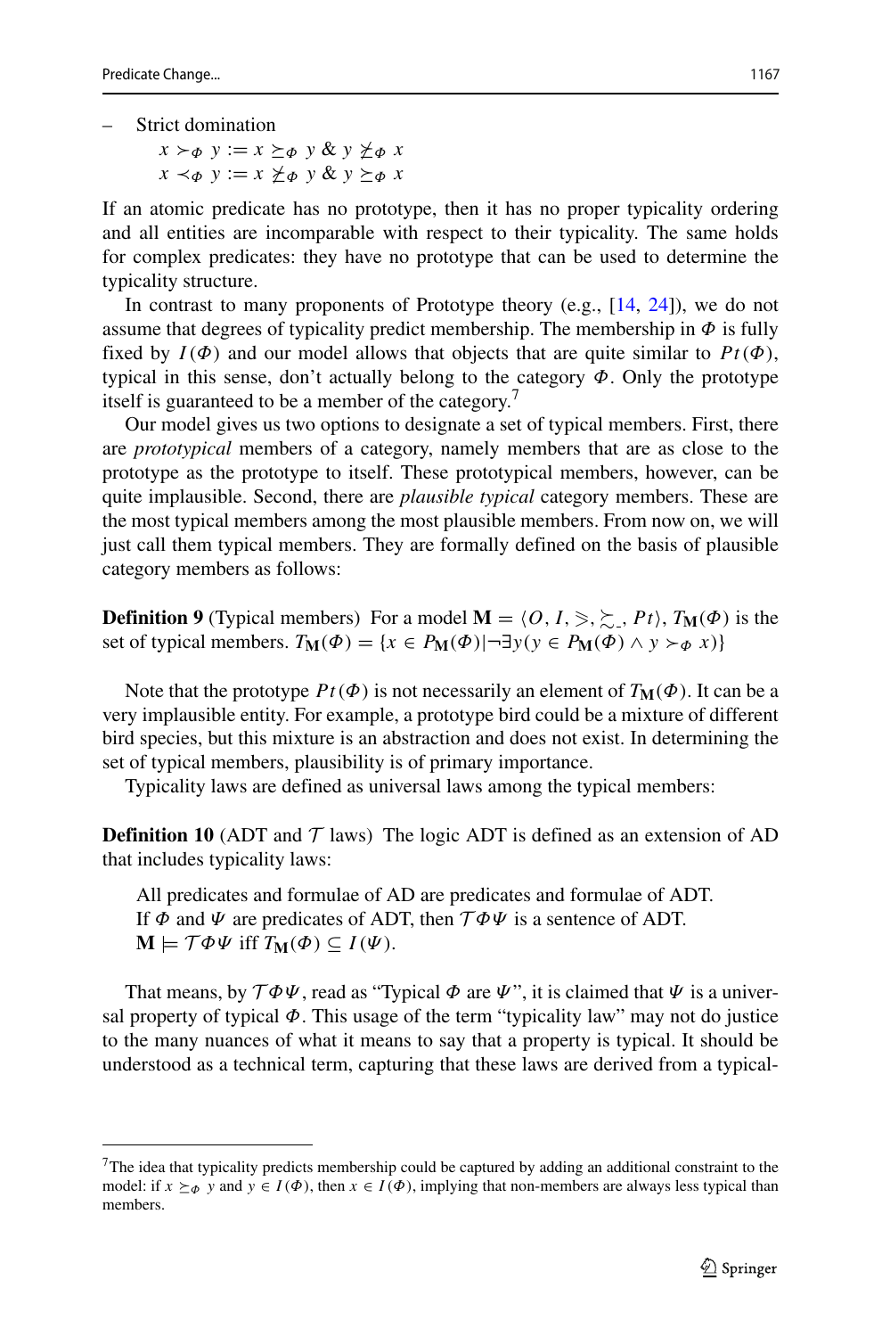– Strict domination

$x \succ_{\Phi} y := x \succeq_{\Phi} y \;\&\; y \not\succeq_{\Phi} x$

$x \prec_{\Phi} y := x \not\succeq_{\Phi} y \;\&\; y \succeq_{\Phi} x$

If an atomic predicate has no prototype, then it has no proper typicality ordering and all entities are incomparable with respect to their typicality. The same holds for complex predicates: they have no prototype that can be used to determine the typicality structure.

In contrast to many proponents of Prototype theory (e.g., [14, 24]), we do not assume that degrees of typicality predict membership. The membership in $\Phi$ is fully fixed by $I(\Phi)$ and our model allows that objects that are quite similar to $Pt(\Phi)$, typical in this sense, don't actually belong to the category $\Phi$. Only the prototype itself is guaranteed to be a member of the category.[7]

Our model gives us two options to designate a set of typical members. First, there are *prototypical* members of a category, namely members that are as close to the prototype as the prototype to itself. These prototypical members, however, can be quite implausible. Second, there are *plausible typical* category members. These are the most typical members among the most plausible members. From now on, we will just call them typical members. They are formally defined on the basis of plausible category members as follows:

**Definition 9** (Typical members) For a model $\mathbf{M} = \langle O, I, \geqslant, \succsim_{-}, Pt \rangle$, $T_{\mathbf{M}}(\Phi)$ is the set of typical members. $T_{\mathbf{M}}(\Phi) = \{x \in P_{\mathbf{M}}(\Phi) | \neg\exists y (y \in P_{\mathbf{M}}(\Phi) \wedge y \succ_{\Phi} x)\}$

Note that the prototype $Pt(\Phi)$ is not necessarily an element of $T_{\mathbf{M}}(\Phi)$. It can be a very implausible entity. For example, a prototype bird could be a mixture of different bird species, but this mixture is an abstraction and does not exist. In determining the set of typical members, plausibility is of primary importance.

Typicality laws are defined as universal laws among the typical members:

**Definition 10** (ADT and $\mathcal{T}$ laws) The logic ADT is defined as an extension of AD that includes typicality laws:

All predicates and formulae of AD are predicates and formulae of ADT.
If $\Phi$ and $\Psi$ are predicates of ADT, then $\mathcal{T}\Phi\Psi$ is a sentence of ADT.
$\mathbf{M} \models \mathcal{T}\Phi\Psi$ iff $T_{\mathbf{M}}(\Phi) \subseteq I(\Psi)$.

That means, by $\mathcal{T}\Phi\Psi$, read as "Typical $\Phi$ are $\Psi$", it is claimed that $\Psi$ is a universal property of typical $\Phi$. This usage of the term "typicality law" may not do justice to the many nuances of what it means to say that a property is typical. It should be understood as a technical term, capturing that these laws are derived from a typical-

[7] The idea that typicality predicts membership could be captured by adding an additional constraint to the model: if $x \succeq_{\Phi} y$ and $y \in I(\Phi)$, then $x \in I(\Phi)$, implying that non-members are always less typical than members.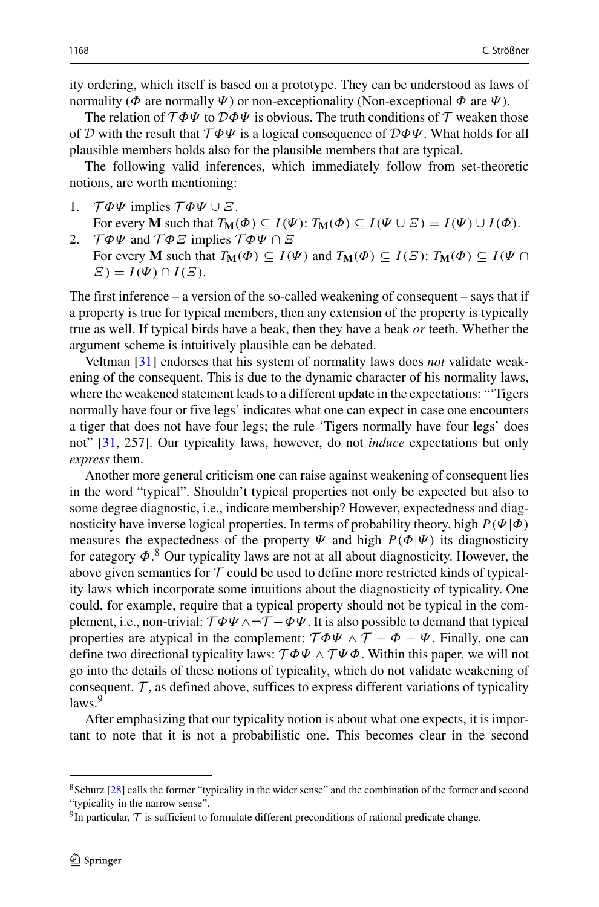ity ordering, which itself is based on a prototype. They can be understood as laws of normality ($\Phi$ are normally $\Psi$) or non-exceptionality (Non-exceptional $\Phi$ are $\Psi$).

The relation of $\mathcal{T}\Phi\Psi$ to $\mathcal{D}\Phi\Psi$ is obvious. The truth conditions of $\mathcal{T}$ weaken those of $\mathcal{D}$ with the result that $\mathcal{T}\Phi\Psi$ is a logical consequence of $\mathcal{D}\Phi\Psi$. What holds for all plausible members holds also for the plausible members that are typical.

The following valid inferences, which immediately follow from set-theoretic notions, are worth mentioning:

1. $\mathcal{T}\Phi\Psi$ implies $\mathcal{T}\Phi\Psi \cup \Xi$.
   For every $\mathbf{M}$ such that $T_{\mathbf{M}}(\Phi) \subseteq I(\Psi)$: $T_{\mathbf{M}}(\Phi) \subseteq I(\Psi \cup \Xi) = I(\Psi) \cup I(\Phi)$.
2. $\mathcal{T}\Phi\Psi$ and $\mathcal{T}\Phi\Xi$ implies $\mathcal{T}\Phi\Psi \cap \Xi$
   For every $\mathbf{M}$ such that $T_{\mathbf{M}}(\Phi) \subseteq I(\Psi)$ and $T_{\mathbf{M}}(\Phi) \subseteq I(\Xi)$: $T_{\mathbf{M}}(\Phi) \subseteq I(\Psi \cap \Xi) = I(\Psi) \cap I(\Xi)$.

The first inference – a version of the so-called weakening of consequent – says that if a property is true for typical members, then any extension of the property is typically true as well. If typical birds have a beak, then they have a beak *or* teeth. Whether the argument scheme is intuitively plausible can be debated.

Veltman [31] endorses that his system of normality laws does *not* validate weakening of the consequent. This is due to the dynamic character of his normality laws, where the weakened statement leads to a different update in the expectations: "'Tigers normally have four or five legs' indicates what one can expect in case one encounters a tiger that does not have four legs; the rule 'Tigers normally have four legs' does not" [31, 257]. Our typicality laws, however, do not *induce* expectations but only *express* them.

Another more general criticism one can raise against weakening of consequent lies in the word "typical". Shouldn't typical properties not only be expected but also to some degree diagnostic, i.e., indicate membership? However, expectedness and diagnosticity have inverse logical properties. In terms of probability theory, high $P(\Psi|\Phi)$ measures the expectedness of the property $\Psi$ and high $P(\Phi|\Psi)$ its diagnosticity for category $\Phi$.[8] Our typicality laws are not at all about diagnosticity. However, the above given semantics for $\mathcal{T}$ could be used to define more restricted kinds of typicality laws which incorporate some intuitions about the diagnosticity of typicality. One could, for example, require that a typical property should not be typical in the complement, i.e., non-trivial: $\mathcal{T}\Phi\Psi \wedge \neg\mathcal{T} - \Phi\Psi$. It is also possible to demand that typical properties are atypical in the complement: $\mathcal{T}\Phi\Psi \wedge \mathcal{T} - \Phi - \Psi$. Finally, one can define two directional typicality laws: $\mathcal{T}\Phi\Psi \wedge \mathcal{T}\Psi\Phi$. Within this paper, we will not go into the details of these notions of typicality, which do not validate weakening of consequent. $\mathcal{T}$, as defined above, suffices to express different variations of typicality laws.[9]

After emphasizing that our typicality notion is about what one expects, it is important to note that it is not a probabilistic one. This becomes clear in the second

[8] Schurz [28] calls the former "typicality in the wider sense" and the combination of the former and second "typicality in the narrow sense".

[9] In particular, $\mathcal{T}$ is sufficient to formulate different preconditions of rational predicate change.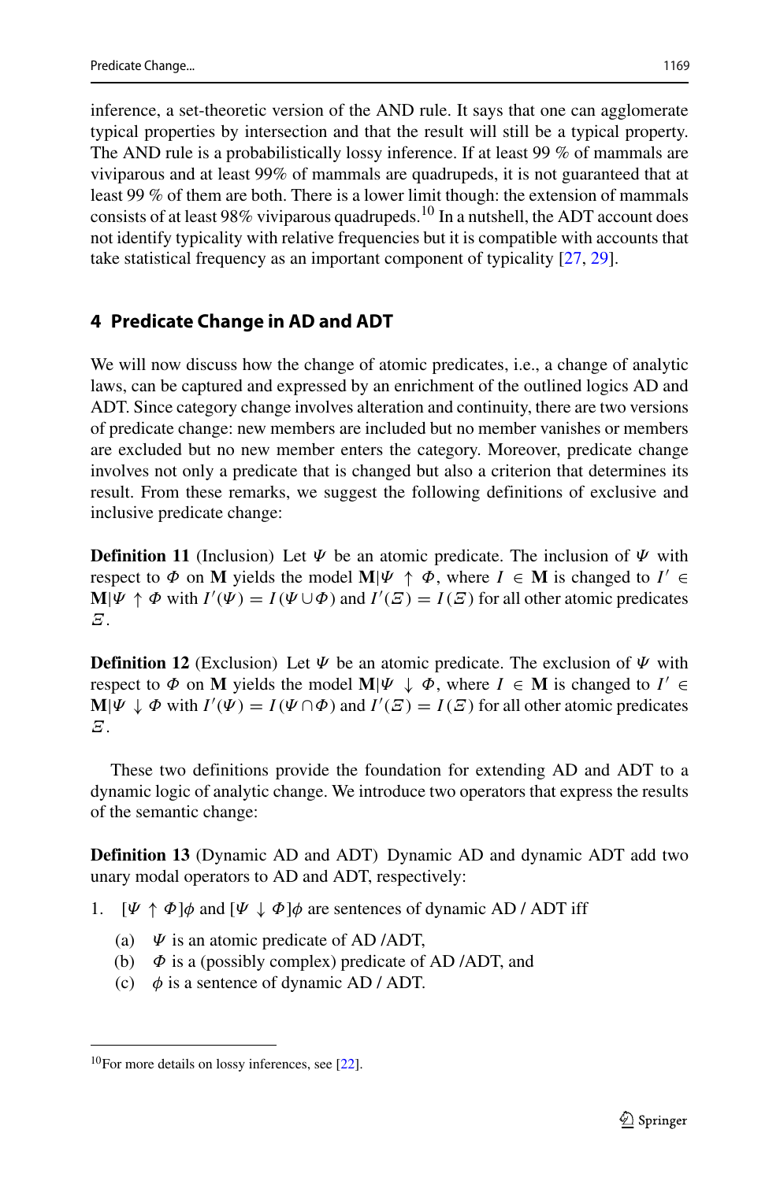inference, a set-theoretic version of the AND rule. It says that one can agglomerate typical properties by intersection and that the result will still be a typical property. The AND rule is a probabilistically lossy inference. If at least 99 % of mammals are viviparous and at least 99% of mammals are quadrupeds, it is not guaranteed that at least 99 % of them are both. There is a lower limit though: the extension of mammals consists of at least 98% viviparous quadrupeds.[10] In a nutshell, the ADT account does not identify typicality with relative frequencies but it is compatible with accounts that take statistical frequency as an important component of typicality [27, 29].

## 4 Predicate Change in AD and ADT

We will now discuss how the change of atomic predicates, i.e., a change of analytic laws, can be captured and expressed by an enrichment of the outlined logics AD and ADT. Since category change involves alteration and continuity, there are two versions of predicate change: new members are included but no member vanishes or members are excluded but no new member enters the category. Moreover, predicate change involves not only a predicate that is changed but also a criterion that determines its result. From these remarks, we suggest the following definitions of exclusive and inclusive predicate change:

**Definition 11** (Inclusion) Let $\Psi$ be an atomic predicate. The inclusion of $\Psi$ with respect to $\Phi$ on $\mathbf{M}$ yields the model $\mathbf{M}|\Psi \uparrow \Phi$, where $I \in \mathbf{M}$ is changed to $I' \in \mathbf{M}|\Psi \uparrow \Phi$ with $I'(\Psi) = I(\Psi \cup \Phi)$ and $I'(\Xi) = I(\Xi)$ for all other atomic predicates $\Xi$.

**Definition 12** (Exclusion) Let $\Psi$ be an atomic predicate. The exclusion of $\Psi$ with respect to $\Phi$ on $\mathbf{M}$ yields the model $\mathbf{M}|\Psi \downarrow \Phi$, where $I \in \mathbf{M}$ is changed to $I' \in \mathbf{M}|\Psi \downarrow \Phi$ with $I'(\Psi) = I(\Psi \cap \Phi)$ and $I'(\Xi) = I(\Xi)$ for all other atomic predicates $\Xi$.

These two definitions provide the foundation for extending AD and ADT to a dynamic logic of analytic change. We introduce two operators that express the results of the semantic change:

**Definition 13** (Dynamic AD and ADT) Dynamic AD and dynamic ADT add two unary modal operators to AD and ADT, respectively:

1. $[\Psi \uparrow \Phi]\phi$ and $[\Psi \downarrow \Phi]\phi$ are sentences of dynamic AD / ADT iff
   (a) $\Psi$ is an atomic predicate of AD /ADT,
   (b) $\Phi$ is a (possibly complex) predicate of AD /ADT, and
   (c) $\phi$ is a sentence of dynamic AD / ADT.

[10] For more details on lossy inferences, see [22].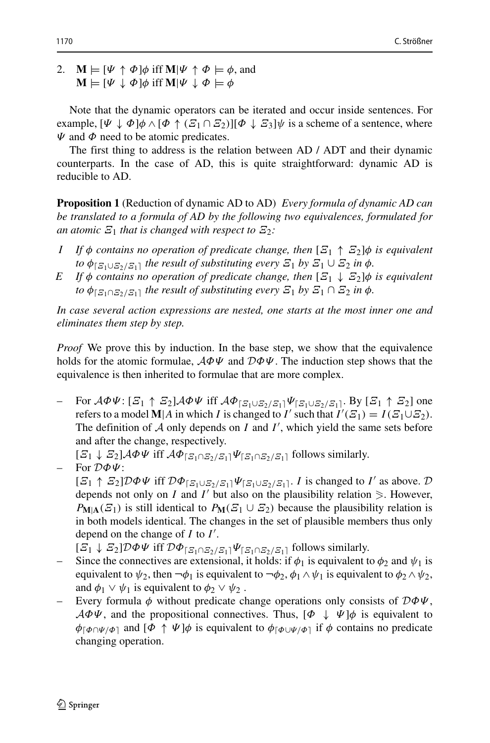2. $\mathbf{M} \models [\Psi \uparrow \Phi]\phi$ iff $\mathbf{M}|\Psi \uparrow \Phi \models \phi$, and
   $\mathbf{M} \models [\Psi \downarrow \Phi]\phi$ iff $\mathbf{M}|\Psi \downarrow \Phi \models \phi$

Note that the dynamic operators can be iterated and occur inside sentences. For example, $[\Psi \downarrow \Phi]\phi \wedge [\Phi \uparrow (\Xi_1 \cap \Xi_2)][\Phi \downarrow \Xi_3]\psi$ is a scheme of a sentence, where $\Psi$ and $\Phi$ need to be atomic predicates.

The first thing to address is the relation between AD / ADT and their dynamic counterparts. In the case of AD, this is quite straightforward: dynamic AD is reducible to AD.

**Proposition 1** (Reduction of dynamic AD to AD) *Every formula of dynamic AD can be translated to a formula of AD by the following two equivalences, formulated for an atomic $\Xi_1$ that is changed with respect to $\Xi_2$:*

- *I* *If $\phi$ contains no operation of predicate change, then $[\Xi_1 \uparrow \Xi_2]\phi$ is equivalent to $\phi_{\lceil \Xi_1 \cup \Xi_2 / \Xi_1 \rceil}$ the result of substituting every $\Xi_1$ by $\Xi_1 \cup \Xi_2$ in $\phi$.*
- *E* *If $\phi$ contains no operation of predicate change, then $[\Xi_1 \downarrow \Xi_2]\phi$ is equivalent to $\phi_{\lceil \Xi_1 \cap \Xi_2 / \Xi_1 \rceil}$ the result of substituting every $\Xi_1$ by $\Xi_1 \cap \Xi_2$ in $\phi$.*

*In case several action expressions are nested, one starts at the most inner one and eliminates them step by step.*

*Proof* We prove this by induction. In the base step, we show that the equivalence holds for the atomic formulae, $\mathcal{A}\Phi\Psi$ and $\mathcal{D}\Phi\Psi$. The induction step shows that the equivalence is then inherited to formulae that are more complex.

- For $\mathcal{A}\Phi\Psi$: $[\Xi_1 \uparrow \Xi_2]\mathcal{A}\Phi\Psi$ iff $\mathcal{A}\Phi_{\lceil \Xi_1 \cup \Xi_2 / \Xi_1 \rceil}\Psi_{\lceil \Xi_1 \cup \Xi_2 / \Xi_1 \rceil}$. By $[\Xi_1 \uparrow \Xi_2]$ one refers to a model $\mathbf{M}|A$ in which $I$ is changed to $I'$ such that $I'(\Xi_1) = I(\Xi_1 \cup \Xi_2)$. The definition of $\mathcal{A}$ only depends on $I$ and $I'$, which yield the same sets before and after the change, respectively.
  $[\Xi_1 \downarrow \Xi_2]\mathcal{A}\Phi\Psi$ iff $\mathcal{A}\Phi_{\lceil \Xi_1 \cap \Xi_2 / \Xi_1 \rceil}\Psi_{\lceil \Xi_1 \cap \Xi_2 / \Xi_1 \rceil}$ follows similarly.
- For $\mathcal{D}\Phi\Psi$:
  $[\Xi_1 \uparrow \Xi_2]\mathcal{D}\Phi\Psi$ iff $\mathcal{D}\Phi_{\lceil \Xi_1 \cup \Xi_2 / \Xi_1 \rceil}\Psi_{\lceil \Xi_1 \cup \Xi_2 / \Xi_1 \rceil}$. $I$ is changed to $I'$ as above. $\mathcal{D}$ depends not only on $I$ and $I'$ but also on the plausibility relation $\geqslant$. However, $P_{\mathbf{M}|\mathbf{A}}(\Xi_1)$ is still identical to $P_{\mathbf{M}}(\Xi_1 \cup \Xi_2)$ because the plausibility relation is in both models identical. The changes in the set of plausible members thus only depend on the change of $I$ to $I'$.
  $[\Xi_1 \downarrow \Xi_2]\mathcal{D}\Phi\Psi$ iff $\mathcal{D}\Phi_{\lceil \Xi_1 \cap \Xi_2 / \Xi_1 \rceil}\Psi_{\lceil \Xi_1 \cap \Xi_2 / \Xi_1 \rceil}$ follows similarly.
- Since the connectives are extensional, it holds: if $\phi_1$ is equivalent to $\phi_2$ and $\psi_1$ is equivalent to $\psi_2$, then $\neg\phi_1$ is equivalent to $\neg\phi_2$, $\phi_1 \wedge \psi_1$ is equivalent to $\phi_2 \wedge \psi_2$, and $\phi_1 \vee \psi_1$ is equivalent to $\phi_2 \vee \psi_2$ .
- Every formula $\phi$ without predicate change operations only consists of $\mathcal{D}\Phi\Psi$, $\mathcal{A}\Phi\Psi$, and the propositional connectives. Thus, $[\Phi \downarrow \Psi]\phi$ is equivalent to $\phi_{\lceil \Phi \cap \Psi / \Phi \rceil}$ and $[\Phi \uparrow \Psi]\phi$ is equivalent to $\phi_{\lceil \Phi \cup \Psi / \Phi \rceil}$ if $\phi$ contains no predicate changing operation.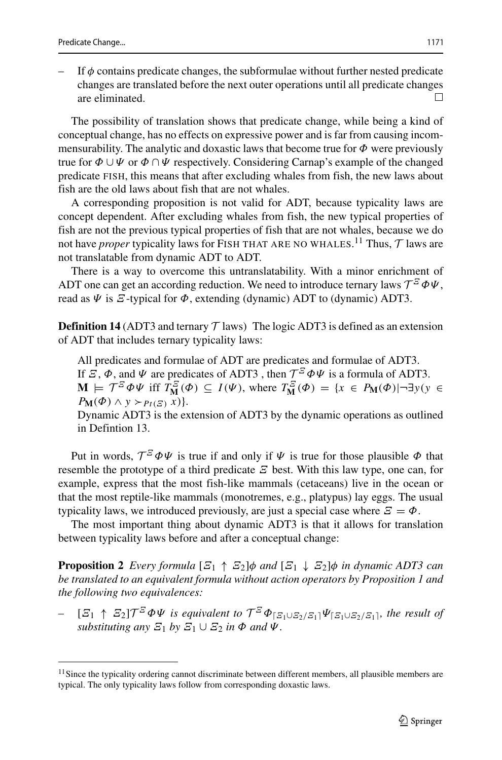– If $\phi$ contains predicate changes, the subformulae without further nested predicate changes are translated before the next outer operations until all predicate changes are eliminated. □

The possibility of translation shows that predicate change, while being a kind of conceptual change, has no effects on expressive power and is far from causing incommensurability. The analytic and doxastic laws that become true for $\Phi$ were previously true for $\Phi \cup \Psi$ or $\Phi \cap \Psi$ respectively. Considering Carnap's example of the changed predicate FISH, this means that after excluding whales from fish, the new laws about fish are the old laws about fish that are not whales.

A corresponding proposition is not valid for ADT, because typicality laws are concept dependent. After excluding whales from fish, the new typical properties of fish are not the previous typical properties of fish that are not whales, because we do not have *proper* typicality laws for FISH THAT ARE NO WHALES.[11] Thus, $\mathcal{T}$ laws are not translatable from dynamic ADT to ADT.

There is a way to overcome this untranslatability. With a minor enrichment of ADT one can get an according reduction. We need to introduce ternary laws $\mathcal{T}^{\Xi}\Phi\Psi$, read as $\Psi$ is $\Xi$-typical for $\Phi$, extending (dynamic) ADT to (dynamic) ADT3.

**Definition 14** (ADT3 and ternary $\mathcal{T}$ laws) The logic ADT3 is defined as an extension of ADT that includes ternary typicality laws:

All predicates and formulae of ADT are predicates and formulae of ADT3.
If $\Xi$, $\Phi$, and $\Psi$ are predicates of ADT3 , then $\mathcal{T}^{\Xi}\Phi\Psi$ is a formula of ADT3.
$\mathbf{M} \models \mathcal{T}^{\Xi}\Phi\Psi$ iff $T^{\Xi}_{\mathbf{M}}(\Phi) \subseteq I(\Psi)$, where $T^{\Xi}_{\mathbf{M}}(\Phi) = \{x \in P_{\mathbf{M}}(\Phi) | \neg\exists y(y \in P_{\mathbf{M}}(\Phi) \wedge y \succ_{Pt(\Xi)} x)\}$.
Dynamic ADT3 is the extension of ADT3 by the dynamic operations as outlined in Defintion 13.

Put in words, $\mathcal{T}^{\Xi}\Phi\Psi$ is true if and only if $\Psi$ is true for those plausible $\Phi$ that resemble the prototype of a third predicate $\Xi$ best. With this law type, one can, for example, express that the most fish-like mammals (cetaceans) live in the ocean or that the most reptile-like mammals (monotremes, e.g., platypus) lay eggs. The usual typicality laws, we introduced previously, are just a special case where $\Xi = \Phi$.

The most important thing about dynamic ADT3 is that it allows for translation between typicality laws before and after a conceptual change:

**Proposition 2** *Every formula $[\Xi_1 \uparrow \Xi_2]\phi$ and $[\Xi_1 \downarrow \Xi_2]\phi$ in dynamic ADT3 can be translated to an equivalent formula without action operators by Proposition 1 and the following two equivalences:*

– *$[\Xi_1 \uparrow \Xi_2]\mathcal{T}^{\Xi}\Phi\Psi$ is equivalent to $\mathcal{T}^{\Xi}\Phi_{\lceil \Xi_1 \cup \Xi_2/\Xi_1 \rceil}\Psi_{\lceil \Xi_1 \cup \Xi_2/\Xi_1 \rceil}$, the result of substituting any $\Xi_1$ by $\Xi_1 \cup \Xi_2$ in $\Phi$ and $\Psi$.*

[11] Since the typicality ordering cannot discriminate between different members, all plausible members are typical. The only typicality laws follow from corresponding doxastic laws.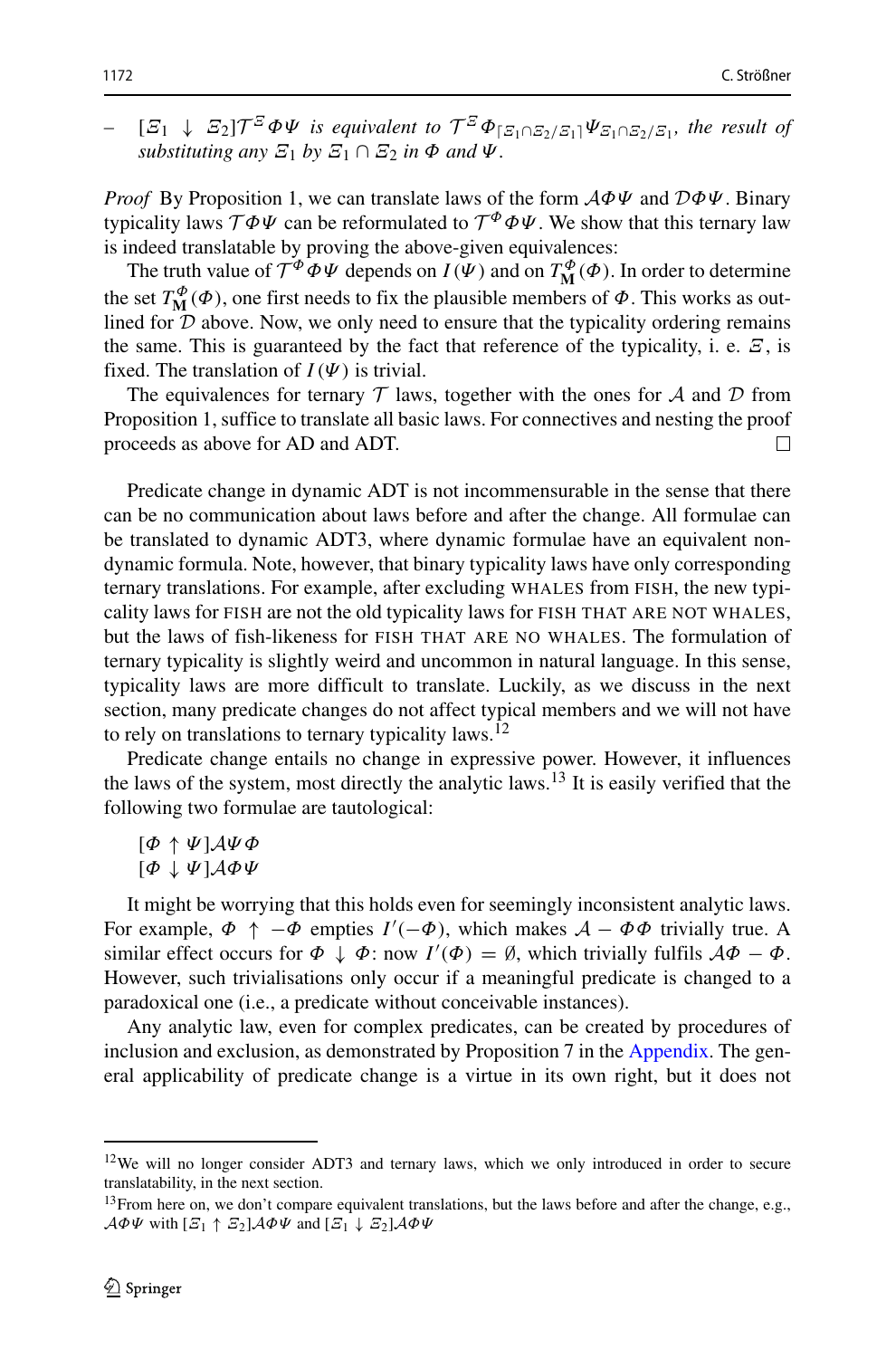– $[\Xi_1 \downarrow \Xi_2]\mathcal{T}^{\Xi}\Phi\Psi$ *is equivalent to* $\mathcal{T}^{\Xi}\Phi_{\lceil \Xi_1 \cap \Xi_2 / \Xi_1 \rceil}\Psi_{\Xi_1 \cap \Xi_2 / \Xi_1}$, *the result of substituting any* $\Xi_1$ *by* $\Xi_1 \cap \Xi_2$ *in* $\Phi$ *and* $\Psi$.

*Proof* By Proposition 1, we can translate laws of the form $\mathcal{A}\Phi\Psi$ and $\mathcal{D}\Phi\Psi$. Binary typicality laws $\mathcal{T}\Phi\Psi$ can be reformulated to $\mathcal{T}^{\Phi}\Phi\Psi$. We show that this ternary law is indeed translatable by proving the above-given equivalences:

The truth value of $\mathcal{T}^{\Phi}\Phi\Psi$ depends on $I(\Psi)$ and on $T^{\Phi}_{\mathbf{M}}(\Phi)$. In order to determine the set $T^{\Phi}_{\mathbf{M}}(\Phi)$, one first needs to fix the plausible members of $\Phi$. This works as outlined for $\mathcal{D}$ above. Now, we only need to ensure that the typicality ordering remains the same. This is guaranteed by the fact that reference of the typicality, i. e. $\Xi$, is fixed. The translation of $I(\Psi)$ is trivial.

The equivalences for ternary $\mathcal{T}$ laws, together with the ones for $\mathcal{A}$ and $\mathcal{D}$ from Proposition 1, suffice to translate all basic laws. For connectives and nesting the proof proceeds as above for AD and ADT. □

Predicate change in dynamic ADT is not incommensurable in the sense that there can be no communication about laws before and after the change. All formulae can be translated to dynamic ADT3, where dynamic formulae have an equivalent non-dynamic formula. Note, however, that binary typicality laws have only corresponding ternary translations. For example, after excluding WHALES from FISH, the new typicality laws for FISH are not the old typicality laws for FISH THAT ARE NOT WHALES, but the laws of fish-likeness for FISH THAT ARE NO WHALES. The formulation of ternary typicality is slightly weird and uncommon in natural language. In this sense, typicality laws are more difficult to translate. Luckily, as we discuss in the next section, many predicate changes do not affect typical members and we will not have to rely on translations to ternary typicality laws.[12]

Predicate change entails no change in expressive power. However, it influences the laws of the system, most directly the analytic laws.[13] It is easily verified that the following two formulae are tautological:

$$[\Phi \uparrow \Psi]\mathcal{A}\Psi\Phi$$
$$[\Phi \downarrow \Psi]\mathcal{A}\Phi\Psi$$

It might be worrying that this holds even for seemingly inconsistent analytic laws. For example, $\Phi \uparrow -\Phi$ empties $I'(-\Phi)$, which makes $\mathcal{A} - \Phi\Phi$ trivially true. A similar effect occurs for $\Phi \downarrow \Phi$: now $I'(\Phi) = \emptyset$, which trivially fulfils $\mathcal{A}\Phi - \Phi$. However, such trivialisations only occur if a meaningful predicate is changed to a paradoxical one (i.e., a predicate without conceivable instances).

Any analytic law, even for complex predicates, can be created by procedures of inclusion and exclusion, as demonstrated by Proposition 7 in the Appendix. The general applicability of predicate change is a virtue in its own right, but it does not

---

[12] We will no longer consider ADT3 and ternary laws, which we only introduced in order to secure translatability, in the next section.

[13] From here on, we don't compare equivalent translations, but the laws before and after the change, e.g., $\mathcal{A}\Phi\Psi$ with $[\Xi_1 \uparrow \Xi_2]\mathcal{A}\Phi\Psi$ and $[\Xi_1 \downarrow \Xi_2]\mathcal{A}\Phi\Psi$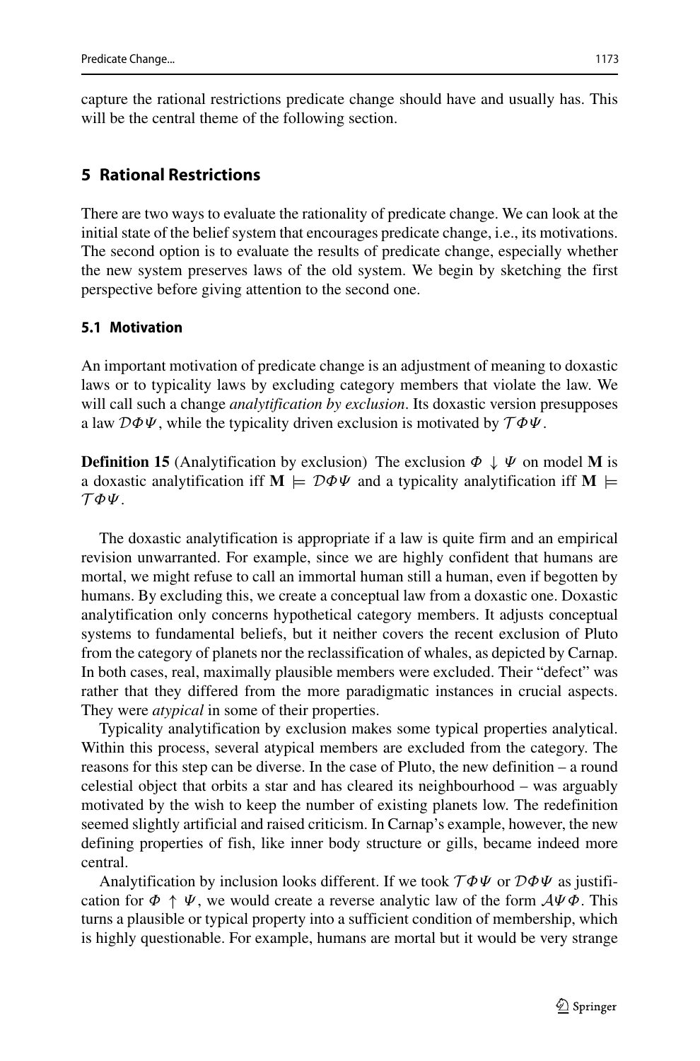capture the rational restrictions predicate change should have and usually has. This will be the central theme of the following section.

## 5 Rational Restrictions

There are two ways to evaluate the rationality of predicate change. We can look at the initial state of the belief system that encourages predicate change, i.e., its motivations. The second option is to evaluate the results of predicate change, especially whether the new system preserves laws of the old system. We begin by sketching the first perspective before giving attention to the second one.

### 5.1 Motivation

An important motivation of predicate change is an adjustment of meaning to doxastic laws or to typicality laws by excluding category members that violate the law. We will call such a change *analytification by exclusion*. Its doxastic version presupposes a law $\mathcal{D}\Phi\Psi$, while the typicality driven exclusion is motivated by $\mathcal{T}\Phi\Psi$.

**Definition 15** (Analytification by exclusion) The exclusion $\Phi \downarrow \Psi$ on model $\mathbf{M}$ is a doxastic analytification iff $\mathbf{M} \models \mathcal{D}\Phi\Psi$ and a typicality analytification iff $\mathbf{M} \models \mathcal{T}\Phi\Psi$.

The doxastic analytification is appropriate if a law is quite firm and an empirical revision unwarranted. For example, since we are highly confident that humans are mortal, we might refuse to call an immortal human still a human, even if begotten by humans. By excluding this, we create a conceptual law from a doxastic one. Doxastic analytification only concerns hypothetical category members. It adjusts conceptual systems to fundamental beliefs, but it neither covers the recent exclusion of Pluto from the category of planets nor the reclassification of whales, as depicted by Carnap. In both cases, real, maximally plausible members were excluded. Their "defect" was rather that they differed from the more paradigmatic instances in crucial aspects. They were *atypical* in some of their properties.

Typicality analytification by exclusion makes some typical properties analytical. Within this process, several atypical members are excluded from the category. The reasons for this step can be diverse. In the case of Pluto, the new definition – a round celestial object that orbits a star and has cleared its neighbourhood – was arguably motivated by the wish to keep the number of existing planets low. The redefinition seemed slightly artificial and raised criticism. In Carnap's example, however, the new defining properties of fish, like inner body structure or gills, became indeed more central.

Analytification by inclusion looks different. If we took $\mathcal{T}\Phi\Psi$ or $\mathcal{D}\Phi\Psi$ as justification for $\Phi \uparrow \Psi$, we would create a reverse analytic law of the form $\mathcal{A}\Psi\Phi$. This turns a plausible or typical property into a sufficient condition of membership, which is highly questionable. For example, humans are mortal but it would be very strange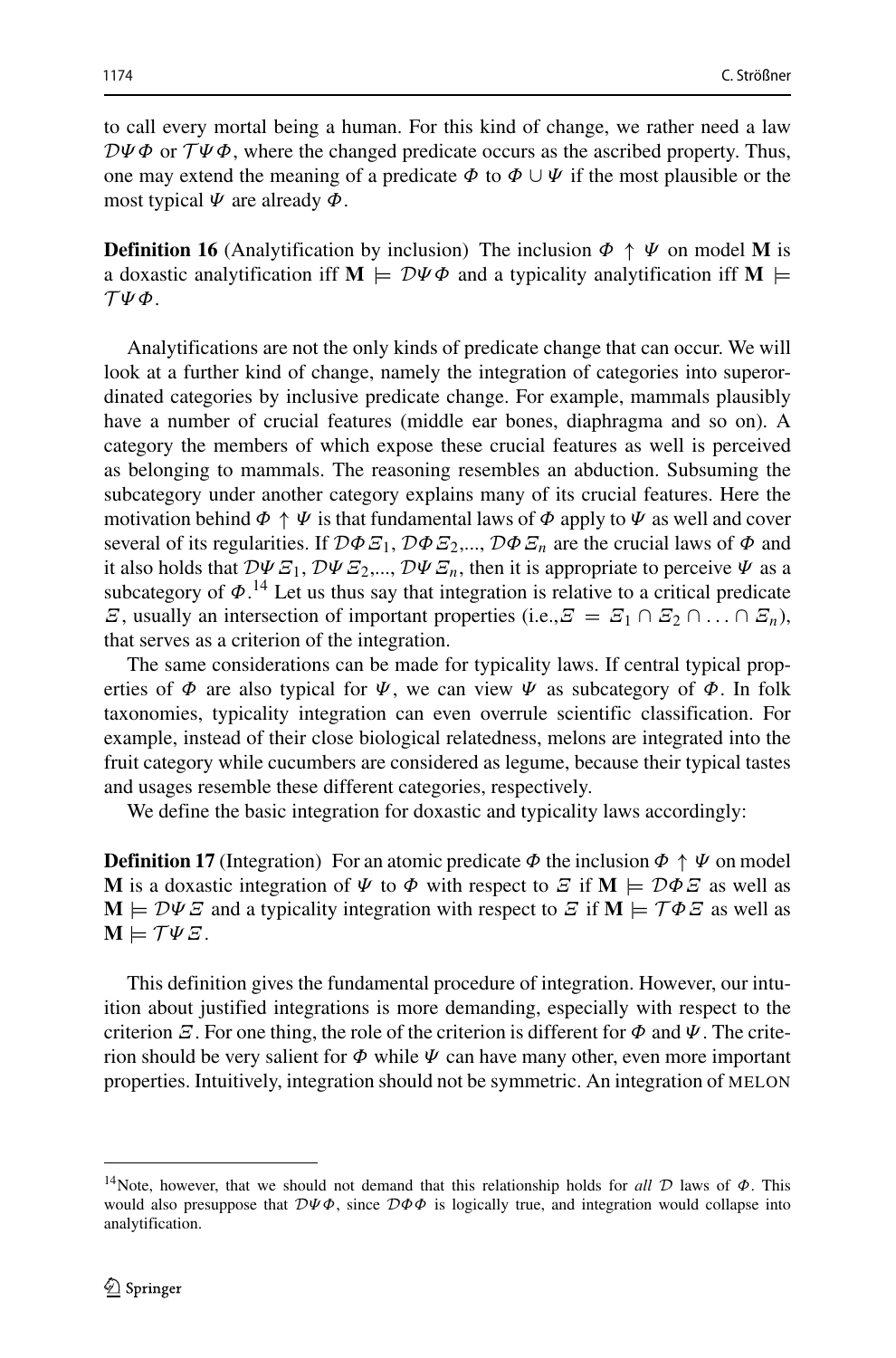to call every mortal being a human. For this kind of change, we rather need a law $\mathcal{D}\Psi\Phi$ or $\mathcal{T}\Psi\Phi$, where the changed predicate occurs as the ascribed property. Thus, one may extend the meaning of a predicate $\Phi$ to $\Phi \cup \Psi$ if the most plausible or the most typical $\Psi$ are already $\Phi$.

**Definition 16** (Analytification by inclusion) The inclusion $\Phi \uparrow \Psi$ on model $\mathbf{M}$ is a doxastic analytification iff $\mathbf{M} \models \mathcal{D}\Psi\Phi$ and a typicality analytification iff $\mathbf{M} \models \mathcal{T}\Psi\Phi$.

Analytifications are not the only kinds of predicate change that can occur. We will look at a further kind of change, namely the integration of categories into superordinated categories by inclusive predicate change. For example, mammals plausibly have a number of crucial features (middle ear bones, diaphragma and so on). A category the members of which expose these crucial features as well is perceived as belonging to mammals. The reasoning resembles an abduction. Subsuming the subcategory under another category explains many of its crucial features. Here the motivation behind $\Phi \uparrow \Psi$ is that fundamental laws of $\Phi$ apply to $\Psi$ as well and cover several of its regularities. If $\mathcal{D}\Phi\Xi_1$, $\mathcal{D}\Phi\Xi_2$,..., $\mathcal{D}\Phi\Xi_n$ are the crucial laws of $\Phi$ and it also holds that $\mathcal{D}\Psi\Xi_1$, $\mathcal{D}\Psi\Xi_2$,..., $\mathcal{D}\Psi\Xi_n$, then it is appropriate to perceive $\Psi$ as a subcategory of $\Phi$.[14] Let us thus say that integration is relative to a critical predicate $\Xi$, usually an intersection of important properties (i.e.,$\Xi = \Xi_1 \cap \Xi_2 \cap \ldots \cap \Xi_n$), that serves as a criterion of the integration.

The same considerations can be made for typicality laws. If central typical properties of $\Phi$ are also typical for $\Psi$, we can view $\Psi$ as subcategory of $\Phi$. In folk taxonomies, typicality integration can even overrule scientific classification. For example, instead of their close biological relatedness, melons are integrated into the fruit category while cucumbers are considered as legume, because their typical tastes and usages resemble these different categories, respectively.

We define the basic integration for doxastic and typicality laws accordingly:

**Definition 17** (Integration) For an atomic predicate $\Phi$ the inclusion $\Phi \uparrow \Psi$ on model $\mathbf{M}$ is a doxastic integration of $\Psi$ to $\Phi$ with respect to $\Xi$ if $\mathbf{M} \models \mathcal{D}\Phi\Xi$ as well as $\mathbf{M} \models \mathcal{D}\Psi\Xi$ and a typicality integration with respect to $\Xi$ if $\mathbf{M} \models \mathcal{T}\Phi\Xi$ as well as $\mathbf{M} \models \mathcal{T}\Psi\Xi$.

This definition gives the fundamental procedure of integration. However, our intuition about justified integrations is more demanding, especially with respect to the criterion $\Xi$. For one thing, the role of the criterion is different for $\Phi$ and $\Psi$. The criterion should be very salient for $\Phi$ while $\Psi$ can have many other, even more important properties. Intuitively, integration should not be symmetric. An integration of MELON

[14] Note, however, that we should not demand that this relationship holds for *all* $\mathcal{D}$ laws of $\Phi$. This would also presuppose that $\mathcal{D}\Psi\Phi$, since $\mathcal{D}\Phi\Phi$ is logically true, and integration would collapse into analytification.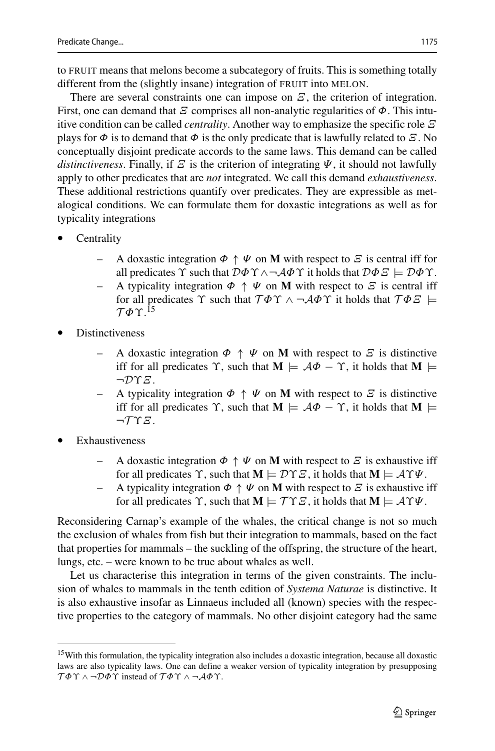to FRUIT means that melons become a subcategory of fruits. This is something totally different from the (slightly insane) integration of FRUIT into MELON.

There are several constraints one can impose on $\Xi$, the criterion of integration. First, one can demand that $\Xi$ comprises all non-analytic regularities of $\Phi$. This intuitive condition can be called *centrality*. Another way to emphasize the specific role $\Xi$ plays for $\Phi$ is to demand that $\Phi$ is the only predicate that is lawfully related to $\Xi$. No conceptually disjoint predicate accords to the same laws. This demand can be called *distinctiveness*. Finally, if $\Xi$ is the criterion of integrating $\Psi$, it should not lawfully apply to other predicates that are *not* integrated. We call this demand *exhaustiveness*. These additional restrictions quantify over predicates. They are expressible as metalogical conditions. We can formulate them for doxastic integrations as well as for typicality integrations

- Centrality
  - A doxastic integration $\Phi \uparrow \Psi$ on $\mathbf{M}$ with respect to $\Xi$ is central iff for all predicates $\Upsilon$ such that $\mathcal{D}\Phi\Upsilon \wedge \neg\mathcal{A}\Phi\Upsilon$ it holds that $\mathcal{D}\Phi\Xi \models \mathcal{D}\Phi\Upsilon$.
  - A typicality integration $\Phi \uparrow \Psi$ on $\mathbf{M}$ with respect to $\Xi$ is central iff for all predicates $\Upsilon$ such that $\mathcal{T}\Phi\Upsilon \wedge \neg\mathcal{A}\Phi\Upsilon$ it holds that $\mathcal{T}\Phi\Xi \models \mathcal{T}\Phi\Upsilon$.[15]
- Distinctiveness
  - A doxastic integration $\Phi \uparrow \Psi$ on $\mathbf{M}$ with respect to $\Xi$ is distinctive iff for all predicates $\Upsilon$, such that $\mathbf{M} \models \mathcal{A}\Phi - \Upsilon$, it holds that $\mathbf{M} \models \neg\mathcal{D}\Upsilon\Xi$.
  - A typicality integration $\Phi \uparrow \Psi$ on $\mathbf{M}$ with respect to $\Xi$ is distinctive iff for all predicates $\Upsilon$, such that $\mathbf{M} \models \mathcal{A}\Phi - \Upsilon$, it holds that $\mathbf{M} \models \neg\mathcal{T}\Upsilon\Xi$.
- Exhaustiveness
  - A doxastic integration $\Phi \uparrow \Psi$ on $\mathbf{M}$ with respect to $\Xi$ is exhaustive iff for all predicates $\Upsilon$, such that $\mathbf{M} \models \mathcal{D}\Upsilon\Xi$, it holds that $\mathbf{M} \models \mathcal{A}\Upsilon\Psi$.
  - A typicality integration $\Phi \uparrow \Psi$ on $\mathbf{M}$ with respect to $\Xi$ is exhaustive iff for all predicates $\Upsilon$, such that $\mathbf{M} \models \mathcal{T}\Upsilon\Xi$, it holds that $\mathbf{M} \models \mathcal{A}\Upsilon\Psi$.

Reconsidering Carnap's example of the whales, the critical change is not so much the exclusion of whales from fish but their integration to mammals, based on the fact that properties for mammals – the suckling of the offspring, the structure of the heart, lungs, etc. – were known to be true about whales as well.

Let us characterise this integration in terms of the given constraints. The inclusion of whales to mammals in the tenth edition of *Systema Naturae* is distinctive. It is also exhaustive insofar as Linnaeus included all (known) species with the respective properties to the category of mammals. No other disjoint category had the same

[15] With this formulation, the typicality integration also includes a doxastic integration, because all doxastic laws are also typicality laws. One can define a weaker version of typicality integration by presupposing $\mathcal{T}\Phi\Upsilon \wedge \neg\mathcal{D}\Phi\Upsilon$ instead of $\mathcal{T}\Phi\Upsilon \wedge \neg\mathcal{A}\Phi\Upsilon$.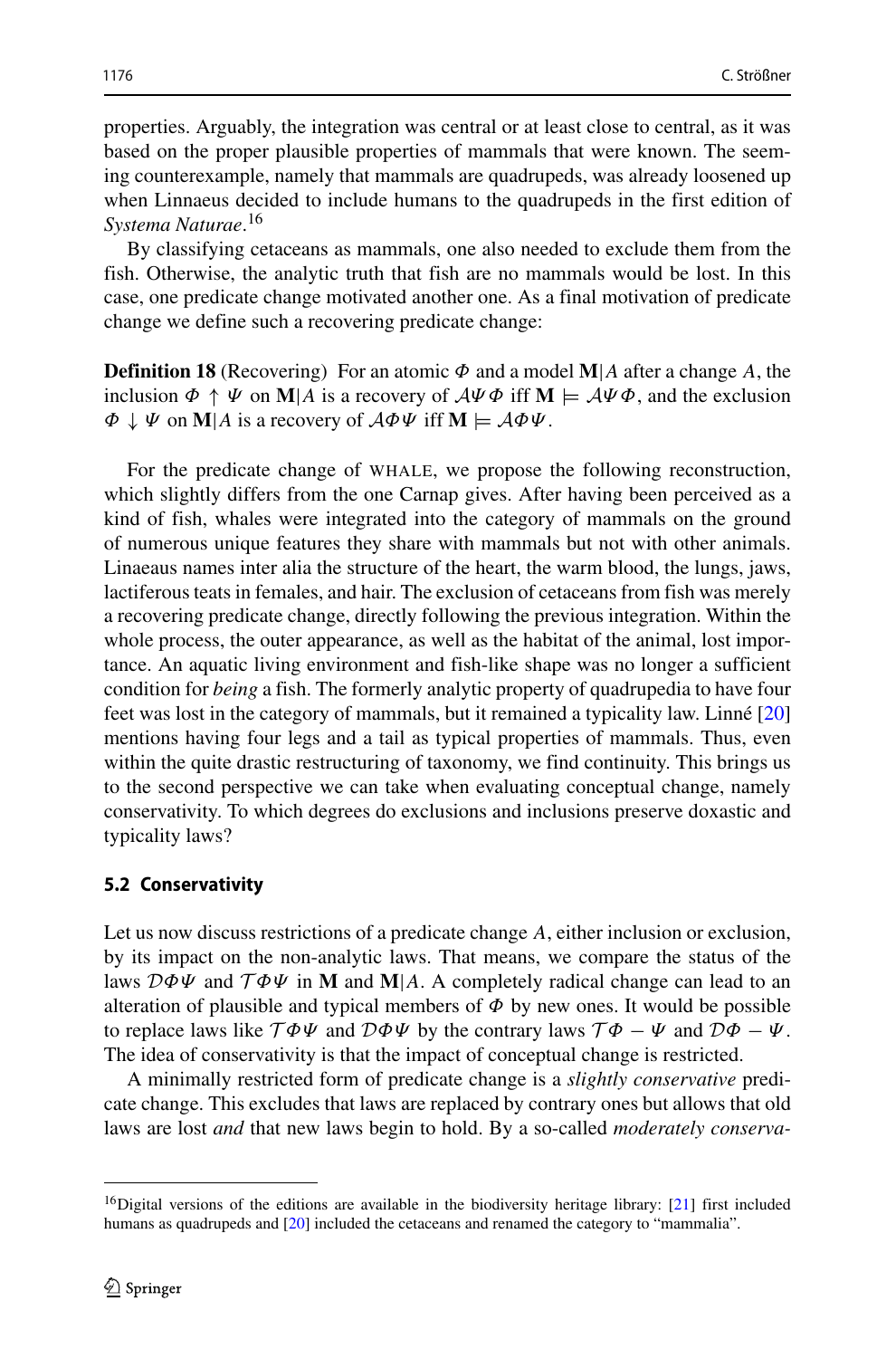properties. Arguably, the integration was central or at least close to central, as it was based on the proper plausible properties of mammals that were known. The seeming counterexample, namely that mammals are quadrupeds, was already loosened up when Linnaeus decided to include humans to the quadrupeds in the first edition of *Systema Naturae*.[16]

By classifying cetaceans as mammals, one also needed to exclude them from the fish. Otherwise, the analytic truth that fish are no mammals would be lost. In this case, one predicate change motivated another one. As a final motivation of predicate change we define such a recovering predicate change:

**Definition 18** (Recovering) For an atomic $\Phi$ and a model $\mathbf{M}|A$ after a change $A$, the inclusion $\Phi \uparrow \Psi$ on $\mathbf{M}|A$ is a recovery of $\mathcal{A}\Psi\Phi$ iff $\mathbf{M} \models \mathcal{A}\Psi\Phi$, and the exclusion $\Phi \downarrow \Psi$ on $\mathbf{M}|A$ is a recovery of $\mathcal{A}\Phi\Psi$ iff $\mathbf{M} \models \mathcal{A}\Phi\Psi$.

For the predicate change of WHALE, we propose the following reconstruction, which slightly differs from the one Carnap gives. After having been perceived as a kind of fish, whales were integrated into the category of mammals on the ground of numerous unique features they share with mammals but not with other animals. Linaeaus names inter alia the structure of the heart, the warm blood, the lungs, jaws, lactiferous teats in females, and hair. The exclusion of cetaceans from fish was merely a recovering predicate change, directly following the previous integration. Within the whole process, the outer appearance, as well as the habitat of the animal, lost importance. An aquatic living environment and fish-like shape was no longer a sufficient condition for *being* a fish. The formerly analytic property of quadrupedia to have four feet was lost in the category of mammals, but it remained a typicality law. Linné [20] mentions having four legs and a tail as typical properties of mammals. Thus, even within the quite drastic restructuring of taxonomy, we find continuity. This brings us to the second perspective we can take when evaluating conceptual change, namely conservativity. To which degrees do exclusions and inclusions preserve doxastic and typicality laws?

### 5.2 Conservativity

Let us now discuss restrictions of a predicate change $A$, either inclusion or exclusion, by its impact on the non-analytic laws. That means, we compare the status of the laws $\mathcal{D}\Phi\Psi$ and $\mathcal{T}\Phi\Psi$ in $\mathbf{M}$ and $\mathbf{M}|A$. A completely radical change can lead to an alteration of plausible and typical members of $\Phi$ by new ones. It would be possible to replace laws like $\mathcal{T}\Phi\Psi$ and $\mathcal{D}\Phi\Psi$ by the contrary laws $\mathcal{T}\Phi - \Psi$ and $\mathcal{D}\Phi - \Psi$. The idea of conservativity is that the impact of conceptual change is restricted.

A minimally restricted form of predicate change is a *slightly conservative* predicate change. This excludes that laws are replaced by contrary ones but allows that old laws are lost *and* that new laws begin to hold. By a so-called *moderately conserva-*

[16] Digital versions of the editions are available in the biodiversity heritage library: [21] first included humans as quadrupeds and [20] included the cetaceans and renamed the category to "mammalia".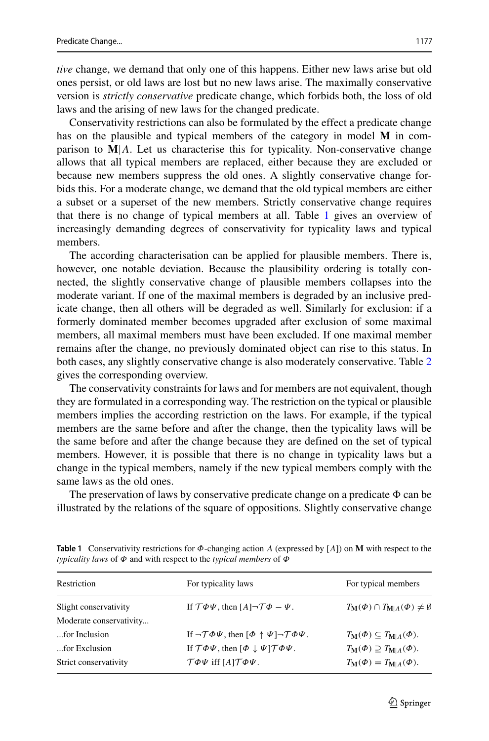*tive* change, we demand that only one of this happens. Either new laws arise but old ones persist, or old laws are lost but no new laws arise. The maximally conservative version is *strictly conservative* predicate change, which forbids both, the loss of old laws and the arising of new laws for the changed predicate.

Conservativity restrictions can also be formulated by the effect a predicate change has on the plausible and typical members of the category in model **M** in comparison to **M**$|A$. Let us characterise this for typicality. Non-conservative change allows that all typical members are replaced, either because they are excluded or because new members suppress the old ones. A slightly conservative change forbids this. For a moderate change, we demand that the old typical members are either a subset or a superset of the new members. Strictly conservative change requires that there is no change of typical members at all. Table 1 gives an overview of increasingly demanding degrees of conservativity for typicality laws and typical members.

The according characterisation can be applied for plausible members. There is, however, one notable deviation. Because the plausibility ordering is totally connected, the slightly conservative change of plausible members collapses into the moderate variant. If one of the maximal members is degraded by an inclusive predicate change, then all others will be degraded as well. Similarly for exclusion: if a formerly dominated member becomes upgraded after exclusion of some maximal members, all maximal members must have been excluded. If one maximal member remains after the change, no previously dominated object can rise to this status. In both cases, any slightly conservative change is also moderately conservative. Table 2 gives the corresponding overview.

The conservativity constraints for laws and for members are not equivalent, though they are formulated in a corresponding way. The restriction on the typical or plausible members implies the according restriction on the laws. For example, if the typical members are the same before and after the change, then the typicality laws will be the same before and after the change because they are defined on the set of typical members. However, it is possible that there is no change in typicality laws but a change in the typical members, namely if the new typical members comply with the same laws as the old ones.

The preservation of laws by conservative predicate change on a predicate $\Phi$ can be illustrated by the relations of the square of oppositions. Slightly conservative change

**Table 1** Conservativity restrictions for $\Phi$-changing action $A$ (expressed by $[A]$) on **M** with respect to the *typicality laws* of $\Phi$ and with respect to the *typical members* of $\Phi$

| Restriction | For typicality laws | For typical members |
|---|---|---|
| Slight conservativity | If $\mathcal{T}\Phi\Psi$, then $[A]\neg\mathcal{T}\Phi - \Psi$. | $T_{\mathbf{M}}(\Phi) \cap T_{\mathbf{M}\mid A}(\Phi) \neq \emptyset$ |
| Moderate conservativity... | | |
| ...for Inclusion | If $\neg\mathcal{T}\Phi\Psi$, then $[\Phi \uparrow \Psi]\neg\mathcal{T}\Phi\Psi$. | $T_{\mathbf{M}}(\Phi) \subseteq T_{\mathbf{M}\mid A}(\Phi)$. |
| ...for Exclusion | If $\mathcal{T}\Phi\Psi$, then $[\Phi \downarrow \Psi]\mathcal{T}\Phi\Psi$. | $T_{\mathbf{M}}(\Phi) \supseteq T_{\mathbf{M}\mid A}(\Phi)$. |
| Strict conservativity | $\mathcal{T}\Phi\Psi$ iff $[A]\mathcal{T}\Phi\Psi$. | $T_{\mathbf{M}}(\Phi) = T_{\mathbf{M}\mid A}(\Phi)$. |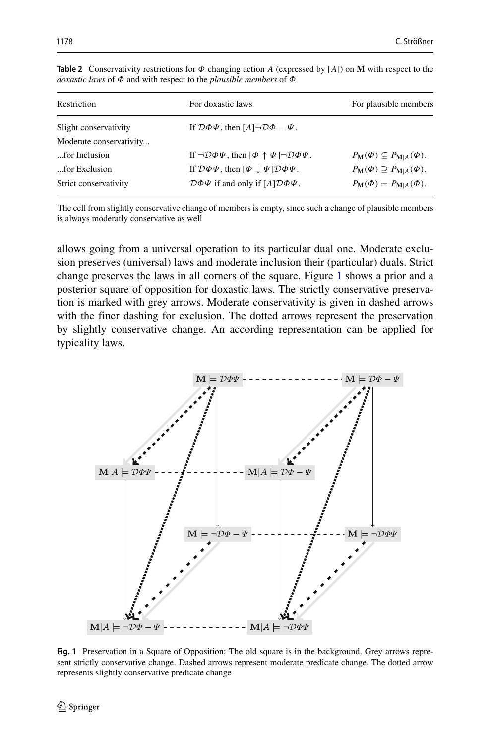**Table 2** Conservativity restrictions for $\Phi$ changing action $A$ (expressed by $[A]$) on $\mathbf{M}$ with respect to the *doxastic laws* of $\Phi$ and with respect to the *plausible members* of $\Phi$

| Restriction | For doxastic laws | For plausible members |
|---|---|---|
| Slight conservativity | If $\mathcal{D}\Phi\Psi$, then $[A]\neg\mathcal{D}\Phi - \Psi$. | |
| Moderate conservativity... | | |
| ...for Inclusion | If $\neg\mathcal{D}\Phi\Psi$, then $[\Phi \uparrow \Psi]\neg\mathcal{D}\Phi\Psi$. | $P_{\mathbf{M}}(\Phi) \subseteq P_{\mathbf{M}\|A}(\Phi)$. |
| ...for Exclusion | If $\mathcal{D}\Phi\Psi$, then $[\Phi \downarrow \Psi]\mathcal{D}\Phi\Psi$. | $P_{\mathbf{M}}(\Phi) \supseteq P_{\mathbf{M}\|A}(\Phi)$. |
| Strict conservativity | $\mathcal{D}\Phi\Psi$ if and only if $[A]\mathcal{D}\Phi\Psi$. | $P_{\mathbf{M}}(\Phi) = P_{\mathbf{M}\|A}(\Phi)$. |

The cell from slightly conservative change of members is empty, since such a change of plausible members is always moderatly conservative as well

allows going from a universal operation to its particular dual one. Moderate exclusion preserves (universal) laws and moderate inclusion their (particular) duals. Strict change preserves the laws in all corners of the square. Figure 1 shows a prior and a posterior square of opposition for doxastic laws. The strictly conservative preservation is marked with grey arrows. Moderate conservativity is given in dashed arrows with the finer dashing for exclusion. The dotted arrows represent the preservation by slightly conservative change. An according representation can be applied for typicality laws.

**Fig. 1** Preservation in a Square of Opposition: The old square is in the background. Grey arrows represent strictly conservative change. Dashed arrows represent moderate predicate change. The dotted arrow represents slightly conservative predicate change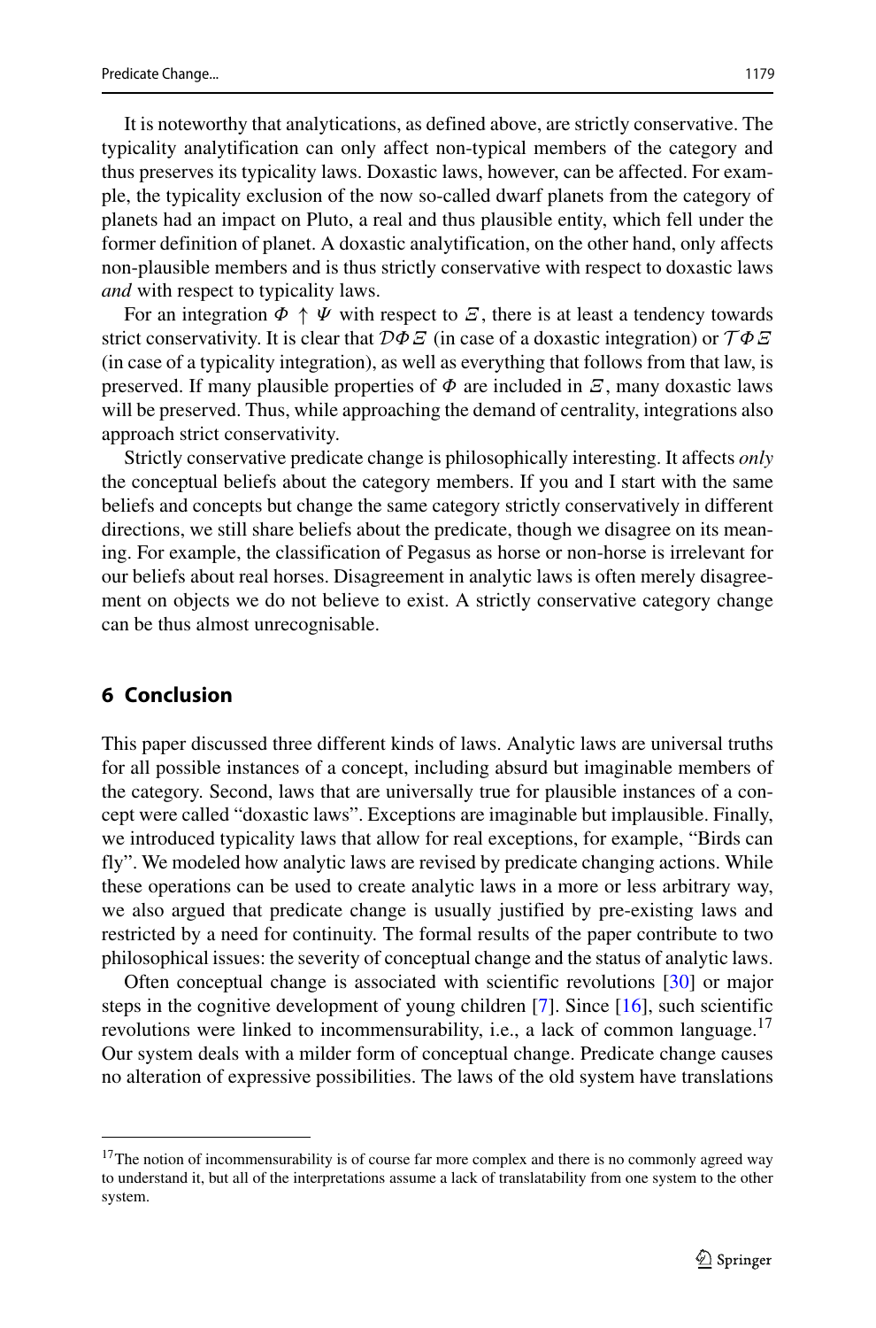It is noteworthy that analytications, as defined above, are strictly conservative. The typicality analytification can only affect non-typical members of the category and thus preserves its typicality laws. Doxastic laws, however, can be affected. For example, the typicality exclusion of the now so-called dwarf planets from the category of planets had an impact on Pluto, a real and thus plausible entity, which fell under the former definition of planet. A doxastic analytification, on the other hand, only affects non-plausible members and is thus strictly conservative with respect to doxastic laws *and* with respect to typicality laws.

For an integration $\Phi \uparrow \Psi$ with respect to $\Xi$, there is at least a tendency towards strict conservativity. It is clear that $\mathcal{D}\Phi\Xi$ (in case of a doxastic integration) or $\mathcal{T}\Phi\Xi$ (in case of a typicality integration), as well as everything that follows from that law, is preserved. If many plausible properties of $\Phi$ are included in $\Xi$, many doxastic laws will be preserved. Thus, while approaching the demand of centrality, integrations also approach strict conservativity.

Strictly conservative predicate change is philosophically interesting. It affects *only* the conceptual beliefs about the category members. If you and I start with the same beliefs and concepts but change the same category strictly conservatively in different directions, we still share beliefs about the predicate, though we disagree on its meaning. For example, the classification of Pegasus as horse or non-horse is irrelevant for our beliefs about real horses. Disagreement in analytic laws is often merely disagreement on objects we do not believe to exist. A strictly conservative category change can be thus almost unrecognisable.

## 6 Conclusion

This paper discussed three different kinds of laws. Analytic laws are universal truths for all possible instances of a concept, including absurd but imaginable members of the category. Second, laws that are universally true for plausible instances of a concept were called "doxastic laws". Exceptions are imaginable but implausible. Finally, we introduced typicality laws that allow for real exceptions, for example, "Birds can fly". We modeled how analytic laws are revised by predicate changing actions. While these operations can be used to create analytic laws in a more or less arbitrary way, we also argued that predicate change is usually justified by pre-existing laws and restricted by a need for continuity. The formal results of the paper contribute to two philosophical issues: the severity of conceptual change and the status of analytic laws.

Often conceptual change is associated with scientific revolutions [30] or major steps in the cognitive development of young children [7]. Since [16], such scientific revolutions were linked to incommensurability, i.e., a lack of common language.[17] Our system deals with a milder form of conceptual change. Predicate change causes no alteration of expressive possibilities. The laws of the old system have translations

[17] The notion of incommensurability is of course far more complex and there is no commonly agreed way to understand it, but all of the interpretations assume a lack of translatability from one system to the other system.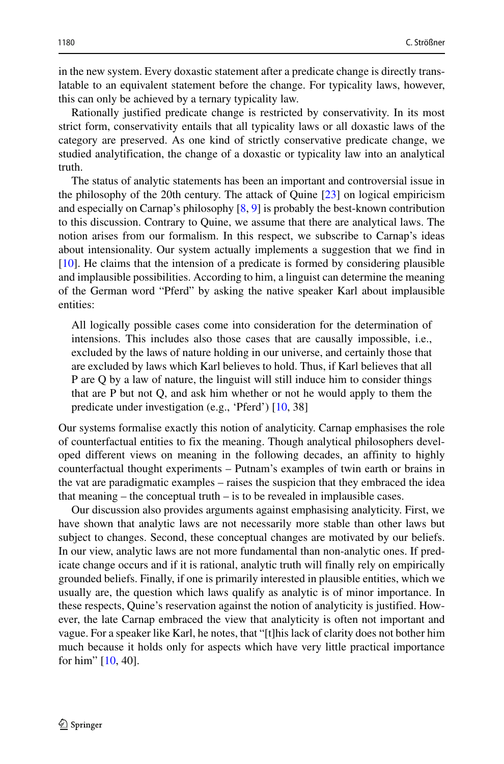in the new system. Every doxastic statement after a predicate change is directly translatable to an equivalent statement before the change. For typicality laws, however, this can only be achieved by a ternary typicality law.

Rationally justified predicate change is restricted by conservativity. In its most strict form, conservativity entails that all typicality laws or all doxastic laws of the category are preserved. As one kind of strictly conservative predicate change, we studied analytification, the change of a doxastic or typicality law into an analytical truth.

The status of analytic statements has been an important and controversial issue in the philosophy of the 20th century. The attack of Quine [23] on logical empiricism and especially on Carnap's philosophy [8, 9] is probably the best-known contribution to this discussion. Contrary to Quine, we assume that there are analytical laws. The notion arises from our formalism. In this respect, we subscribe to Carnap's ideas about intensionality. Our system actually implements a suggestion that we find in [10]. He claims that the intension of a predicate is formed by considering plausible and implausible possibilities. According to him, a linguist can determine the meaning of the German word "Pferd" by asking the native speaker Karl about implausible entities:

> All logically possible cases come into consideration for the determination of intensions. This includes also those cases that are causally impossible, i.e., excluded by the laws of nature holding in our universe, and certainly those that are excluded by laws which Karl believes to hold. Thus, if Karl believes that all P are Q by a law of nature, the linguist will still induce him to consider things that are P but not Q, and ask him whether or not he would apply to them the predicate under investigation (e.g., 'Pferd') [10, 38]

Our systems formalise exactly this notion of analyticity. Carnap emphasises the role of counterfactual entities to fix the meaning. Though analytical philosophers developed different views on meaning in the following decades, an affinity to highly counterfactual thought experiments – Putnam's examples of twin earth or brains in the vat are paradigmatic examples – raises the suspicion that they embraced the idea that meaning – the conceptual truth – is to be revealed in implausible cases.

Our discussion also provides arguments against emphasising analyticity. First, we have shown that analytic laws are not necessarily more stable than other laws but subject to changes. Second, these conceptual changes are motivated by our beliefs. In our view, analytic laws are not more fundamental than non-analytic ones. If predicate change occurs and if it is rational, analytic truth will finally rely on empirically grounded beliefs. Finally, if one is primarily interested in plausible entities, which we usually are, the question which laws qualify as analytic is of minor importance. In these respects, Quine's reservation against the notion of analyticity is justified. However, the late Carnap embraced the view that analyticity is often not important and vague. For a speaker like Karl, he notes, that "[t]his lack of clarity does not bother him much because it holds only for aspects which have very little practical importance for him" [10, 40].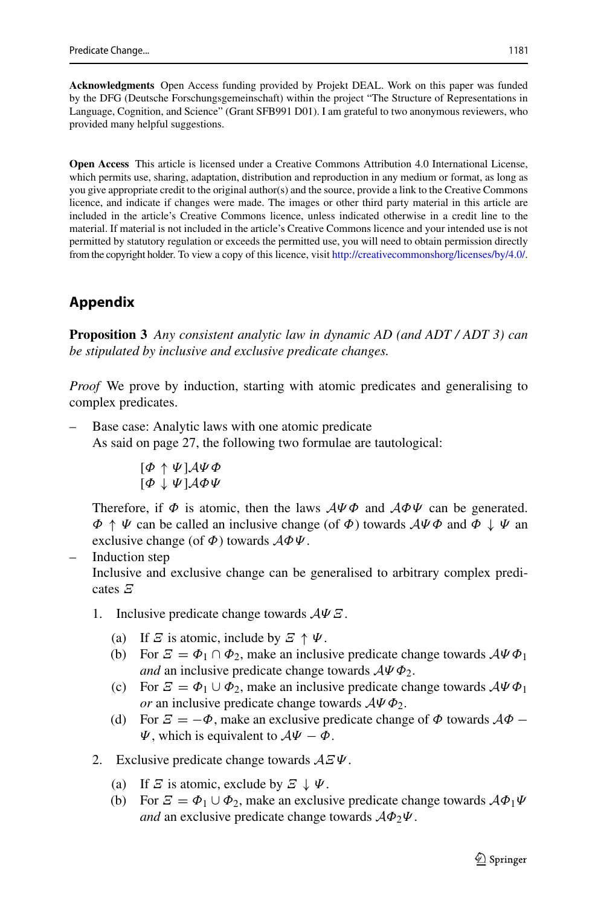**Acknowledgments** Open Access funding provided by Projekt DEAL. Work on this paper was funded by the DFG (Deutsche Forschungsgemeinschaft) within the project "The Structure of Representations in Language, Cognition, and Science" (Grant SFB991 D01). I am grateful to two anonymous reviewers, who provided many helpful suggestions.

**Open Access** This article is licensed under a Creative Commons Attribution 4.0 International License, which permits use, sharing, adaptation, distribution and reproduction in any medium or format, as long as you give appropriate credit to the original author(s) and the source, provide a link to the Creative Commons licence, and indicate if changes were made. The images or other third party material in this article are included in the article's Creative Commons licence, unless indicated otherwise in a credit line to the material. If material is not included in the article's Creative Commons licence and your intended use is not permitted by statutory regulation or exceeds the permitted use, you will need to obtain permission directly from the copyright holder. To view a copy of this licence, visit http://creativecommonshorg/licenses/by/4.0/.

## Appendix

**Proposition 3** *Any consistent analytic law in dynamic AD (and ADT / ADT 3) can be stipulated by inclusive and exclusive predicate changes.*

*Proof* We prove by induction, starting with atomic predicates and generalising to complex predicates.

- Base case: Analytic laws with one atomic predicate
  As said on page 27, the following two formulae are tautological:

  $$[\Phi \uparrow \Psi]\mathcal{A}\Psi\Phi$$
  $$[\Phi \downarrow \Psi]\mathcal{A}\Phi\Psi$$

  Therefore, if $\Phi$ is atomic, then the laws $\mathcal{A}\Psi\Phi$ and $\mathcal{A}\Phi\Psi$ can be generated. $\Phi \uparrow \Psi$ can be called an inclusive change (of $\Phi$) towards $\mathcal{A}\Psi\Phi$ and $\Phi \downarrow \Psi$ an exclusive change (of $\Phi$) towards $\mathcal{A}\Phi\Psi$.
- Induction step
  Inclusive and exclusive change can be generalised to arbitrary complex predicates $\Xi$

  1. Inclusive predicate change towards $\mathcal{A}\Psi\Xi$.
     (a) If $\Xi$ is atomic, include by $\Xi \uparrow \Psi$.
     (b) For $\Xi = \Phi_1 \cap \Phi_2$, make an inclusive predicate change towards $\mathcal{A}\Psi\Phi_1$ *and* an inclusive predicate change towards $\mathcal{A}\Psi\Phi_2$.
     (c) For $\Xi = \Phi_1 \cup \Phi_2$, make an inclusive predicate change towards $\mathcal{A}\Psi\Phi_1$ *or* an inclusive predicate change towards $\mathcal{A}\Psi\Phi_2$.
     (d) For $\Xi = -\Phi$, make an exclusive predicate change of $\Phi$ towards $\mathcal{A}\Phi - \Psi$, which is equivalent to $\mathcal{A}\Psi - \Phi$.
  2. Exclusive predicate change towards $\mathcal{A}\Xi\Psi$.
     (a) If $\Xi$ is atomic, exclude by $\Xi \downarrow \Psi$.
     (b) For $\Xi = \Phi_1 \cup \Phi_2$, make an exclusive predicate change towards $\mathcal{A}\Phi_1\Psi$ *and* an exclusive predicate change towards $\mathcal{A}\Phi_2\Psi$.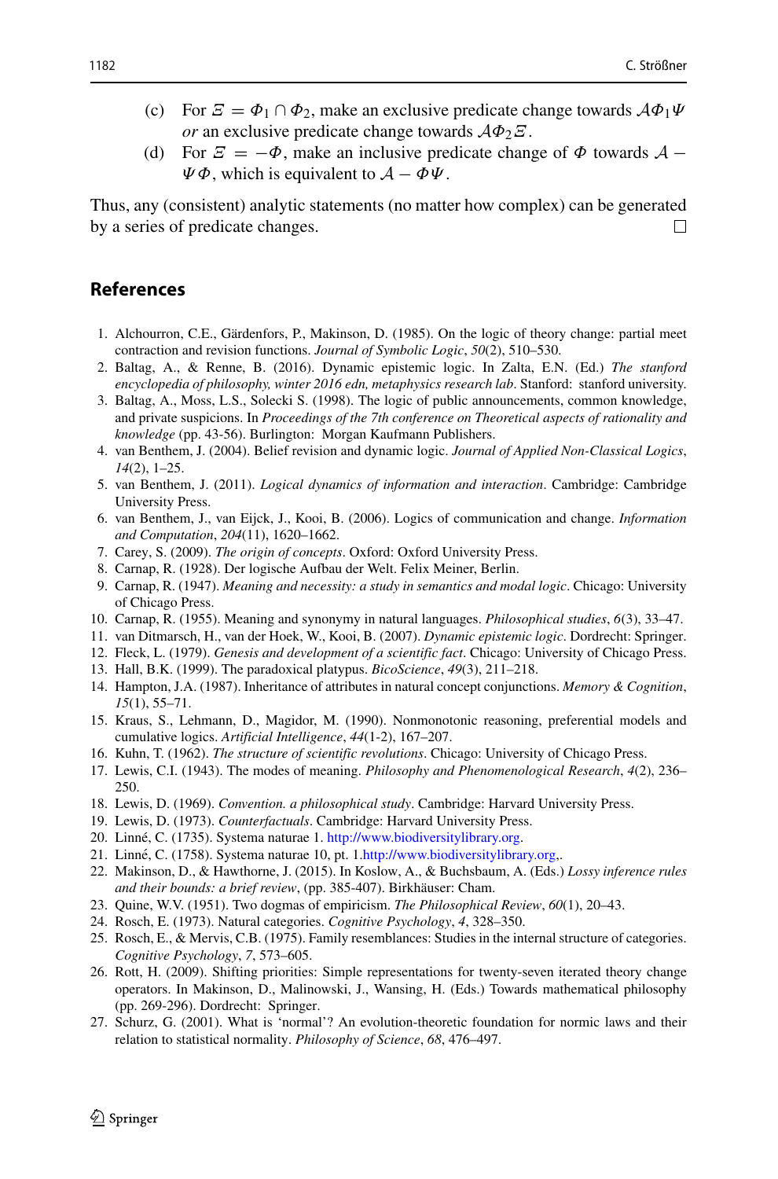(c) For $\Xi = \Phi_1 \cap \Phi_2$, make an exclusive predicate change towards $\mathcal{A}\Phi_1\Psi$ *or* an exclusive predicate change towards $\mathcal{A}\Phi_2\Xi$.

(d) For $\Xi = -\Phi$, make an inclusive predicate change of $\Phi$ towards $\mathcal{A} - \Psi\Phi$, which is equivalent to $\mathcal{A} - \Phi\Psi$.

Thus, any (consistent) analytic statements (no matter how complex) can be generated by a series of predicate changes. □

## References

1. Alchourron, C.E., Gärdenfors, P., Makinson, D. (1985). On the logic of theory change: partial meet contraction and revision functions. *Journal of Symbolic Logic*, *50*(2), 510–530.
2. Baltag, A., & Renne, B. (2016). Dynamic epistemic logic. In Zalta, E.N. (Ed.) *The stanford encyclopedia of philosophy, winter 2016 edn, metaphysics research lab*. Stanford: stanford university.
3. Baltag, A., Moss, L.S., Solecki S. (1998). The logic of public announcements, common knowledge, and private suspicions. In *Proceedings of the 7th conference on Theoretical aspects of rationality and knowledge* (pp. 43-56). Burlington: Morgan Kaufmann Publishers.
4. van Benthem, J. (2004). Belief revision and dynamic logic. *Journal of Applied Non-Classical Logics*, *14*(2), 1–25.
5. van Benthem, J. (2011). *Logical dynamics of information and interaction*. Cambridge: Cambridge University Press.
6. van Benthem, J., van Eijck, J., Kooi, B. (2006). Logics of communication and change. *Information and Computation*, *204*(11), 1620–1662.
7. Carey, S. (2009). *The origin of concepts*. Oxford: Oxford University Press.
8. Carnap, R. (1928). Der logische Aufbau der Welt. Felix Meiner, Berlin.
9. Carnap, R. (1947). *Meaning and necessity: a study in semantics and modal logic*. Chicago: University of Chicago Press.
10. Carnap, R. (1955). Meaning and synonymy in natural languages. *Philosophical studies*, *6*(3), 33–47.
11. van Ditmarsch, H., van der Hoek, W., Kooi, B. (2007). *Dynamic epistemic logic*. Dordrecht: Springer.
12. Fleck, L. (1979). *Genesis and development of a scientific fact*. Chicago: University of Chicago Press.
13. Hall, B.K. (1999). The paradoxical platypus. *BicoScience*, *49*(3), 211–218.
14. Hampton, J.A. (1987). Inheritance of attributes in natural concept conjunctions. *Memory & Cognition*, *15*(1), 55–71.
15. Kraus, S., Lehmann, D., Magidor, M. (1990). Nonmonotonic reasoning, preferential models and cumulative logics. *Artificial Intelligence*, *44*(1-2), 167–207.
16. Kuhn, T. (1962). *The structure of scientific revolutions*. Chicago: University of Chicago Press.
17. Lewis, C.I. (1943). The modes of meaning. *Philosophy and Phenomenological Research*, *4*(2), 236–250.
18. Lewis, D. (1969). *Convention. a philosophical study*. Cambridge: Harvard University Press.
19. Lewis, D. (1973). *Counterfactuals*. Cambridge: Harvard University Press.
20. Linné, C. (1735). Systema naturae 1. http://www.biodiversitylibrary.org.
21. Linné, C. (1758). Systema naturae 10, pt. 1.http://www.biodiversitylibrary.org,.
22. Makinson, D., & Hawthorne, J. (2015). In Koslow, A., & Buchsbaum, A. (Eds.) *Lossy inference rules and their bounds: a brief review*, (pp. 385-407). Birkhäuser: Cham.
23. Quine, W.V. (1951). Two dogmas of empiricism. *The Philosophical Review*, *60*(1), 20–43.
24. Rosch, E. (1973). Natural categories. *Cognitive Psychology*, *4*, 328–350.
25. Rosch, E., & Mervis, C.B. (1975). Family resemblances: Studies in the internal structure of categories. *Cognitive Psychology*, *7*, 573–605.
26. Rott, H. (2009). Shifting priorities: Simple representations for twenty-seven iterated theory change operators. In Makinson, D., Malinowski, J., Wansing, H. (Eds.) Towards mathematical philosophy (pp. 269-296). Dordrecht: Springer.
27. Schurz, G. (2001). What is 'normal'? An evolution-theoretic foundation for normic laws and their relation to statistical normality. *Philosophy of Science*, *68*, 476–497.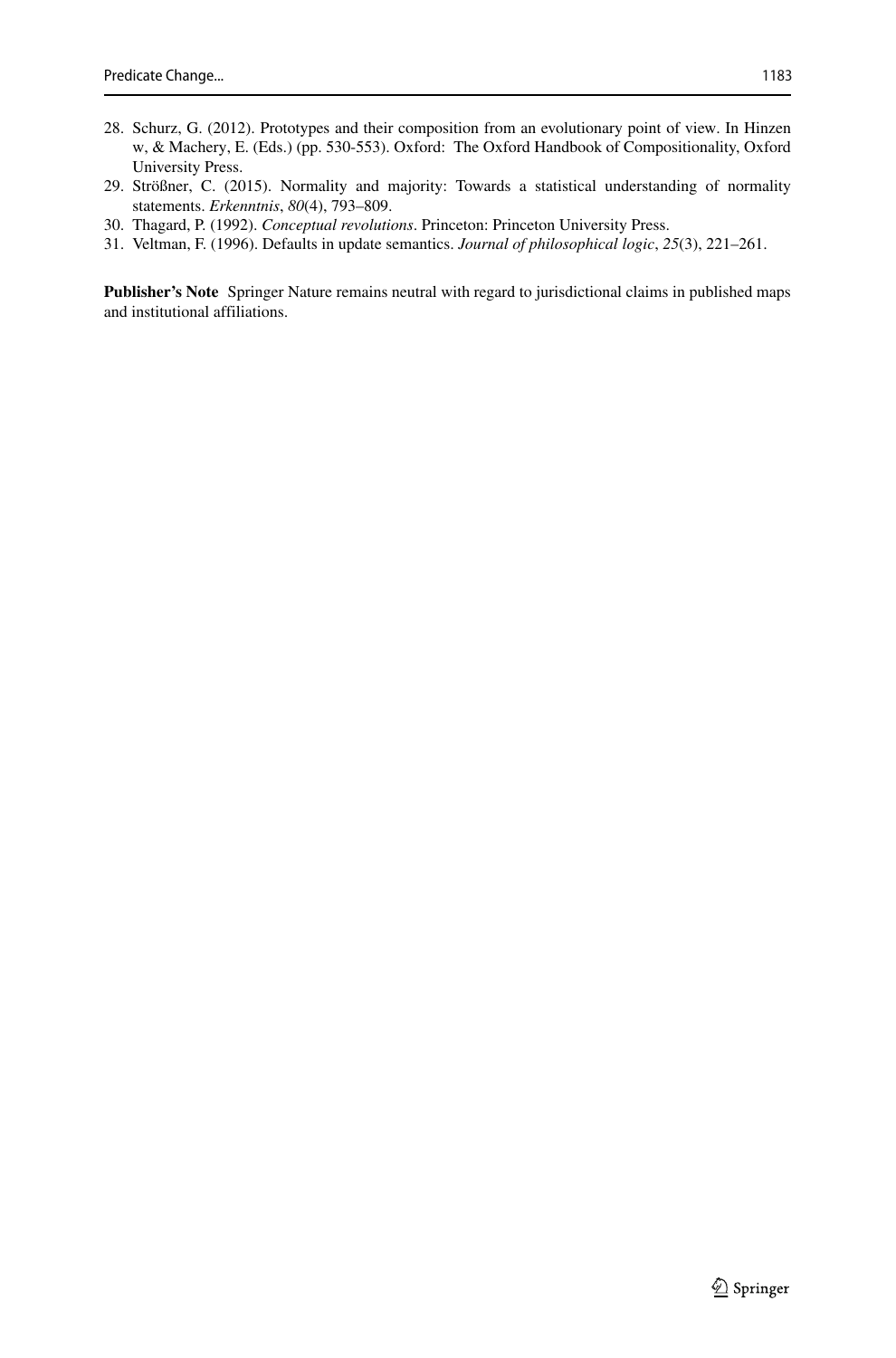28. Schurz, G. (2012). Prototypes and their composition from an evolutionary point of view. In Hinzen w, & Machery, E. (Eds.) (pp. 530-553). Oxford: The Oxford Handbook of Compositionality, Oxford University Press.
29. Strößner, C. (2015). Normality and majority: Towards a statistical understanding of normality statements. *Erkenntnis*, *80*(4), 793–809.
30. Thagard, P. (1992). *Conceptual revolutions*. Princeton: Princeton University Press.
31. Veltman, F. (1996). Defaults in update semantics. *Journal of philosophical logic*, *25*(3), 221–261.

**Publisher's Note** Springer Nature remains neutral with regard to jurisdictional claims in published maps and institutional affiliations.